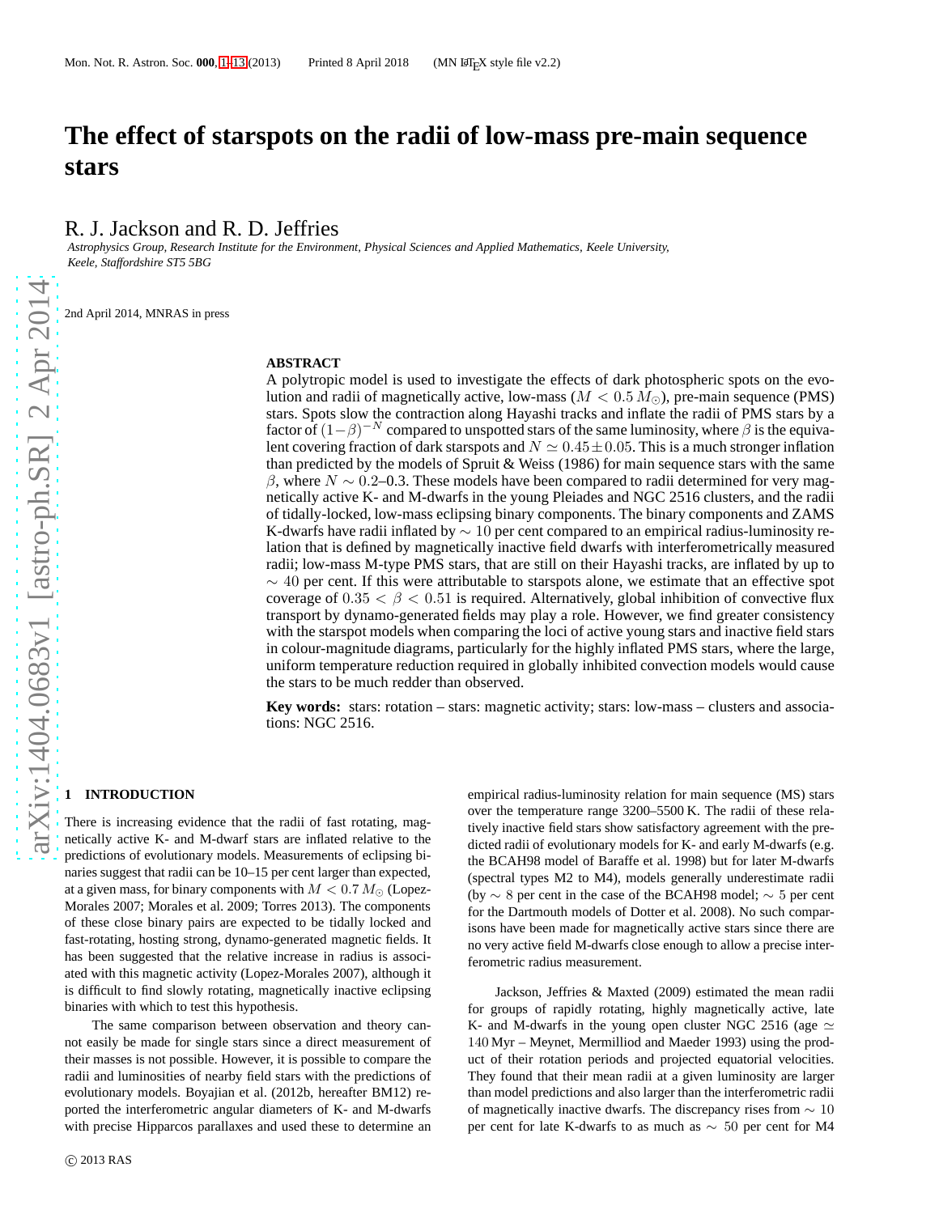# The effect of starspots on the radii of low-mass pre-main sequence stars

R. J. Jackson and R. D. Jeffries

*Astrophysics Group, Research Institute for the Environment, Physical Sciences and Applied Mathematics, Keele University, Keele, Staffordshire ST5 5BG*

2nd April 2014, MNRAS in press

## ABSTRACT

A polytropic model is used to investigate the effects of dark photospheric spots on the evolution and radii of magnetically active, low-mass ($M < 0.5\,M_{\odot}$), pre-main sequence (PMS) stars. Spots slow the contraction along Hayashi tracks and inflate the radii of PMS stars by a factor of $(1-\beta)^{-N}$ compared to unspotted stars of the same luminosity, where $\beta$ is the equivalent covering fraction of dark starspots and $N \simeq 0.45 \pm 0.05$. This is a much stronger inflation than predicted by the models of Spruit & Weiss (1986) for main sequence stars with the same $\beta$, where $N \sim 0.2$–$0.3$. These models have been compared to radii determined for very magnetically active K- and M-dwarfs in the young Pleiades and NGC 2516 clusters, and the radii of tidally-locked, low-mass eclipsing binary components. The binary components and ZAMS K-dwarfs have radii inflated by $\sim 10$ per cent compared to an empirical radius-luminosity relation that is defined by magnetically inactive field dwarfs with interferometrically measured radii; low-mass M-type PMS stars, that are still on their Hayashi tracks, are inflated by up to $\sim 40$ per cent. If this were attributable to starspots alone, we estimate that an effective spot coverage of $0.35 < \beta < 0.51$ is required. Alternatively, global inhibition of convective flux transport by dynamo-generated fields may play a role. However, we find greater consistency with the starspot models when comparing the loci of active young stars and inactive field stars in colour-magnitude diagrams, particularly for the highly inflated PMS stars, where the large, uniform temperature reduction required in globally inhibited convection models would cause the stars to be much redder than observed.

**Key words:** stars: rotation – stars: magnetic activity; stars: low-mass – clusters and associations: NGC 2516.

## 1 INTRODUCTION

There is increasing evidence that the radii of fast rotating, magnetically active K- and M-dwarf stars are inflated relative to the predictions of evolutionary models. Measurements of eclipsing binaries suggest that radii can be 10–15 per cent larger than expected, at a given mass, for binary components with $M < 0.7\,M_{\odot}$ (Lopez-Morales 2007; Morales et al. 2009; Torres 2013). The components of these close binary pairs are expected to be tidally locked and fast-rotating, hosting strong, dynamo-generated magnetic fields. It has been suggested that the relative increase in radius is associated with this magnetic activity (Lopez-Morales 2007), although it is difficult to find slowly rotating, magnetically inactive eclipsing binaries with which to test this hypothesis.

The same comparison between observation and theory cannot easily be made for single stars since a direct measurement of their masses is not possible. However, it is possible to compare the radii and luminosities of nearby field stars with the predictions of evolutionary models. Boyajian et al. (2012b, hereafter BM12) reported the interferometric angular diameters of K- and M-dwarfs with precise Hipparcos parallaxes and used these to determine an empirical radius-luminosity relation for main sequence (MS) stars over the temperature range 3200–5500 K. The radii of these relatively inactive field stars show satisfactory agreement with the predicted radii of evolutionary models for K- and early M-dwarfs (e.g. the BCAH98 model of Baraffe et al. 1998) but for later M-dwarfs (spectral types M2 to M4), models generally underestimate radii (by $\sim 8$ per cent in the case of the BCAH98 model; $\sim 5$ per cent for the Dartmouth models of Dotter et al. 2008). No such comparisons have been made for magnetically active stars since there are no very active field M-dwarfs close enough to allow a precise interferometric radius measurement.

Jackson, Jeffries & Maxted (2009) estimated the mean radii for groups of rapidly rotating, highly magnetically active, late K- and M-dwarfs in the young open cluster NGC 2516 (age $\simeq 140$ Myr – Meynet, Mermilliod and Maeder 1993) using the product of their rotation periods and projected equatorial velocities. They found that their mean radii at a given luminosity are larger than model predictions and also larger than the interferometric radii of magnetically inactive dwarfs. The discrepancy rises from $\sim 10$ per cent for late K-dwarfs to as much as $\sim 50$ per cent for M4

© 2013 RAS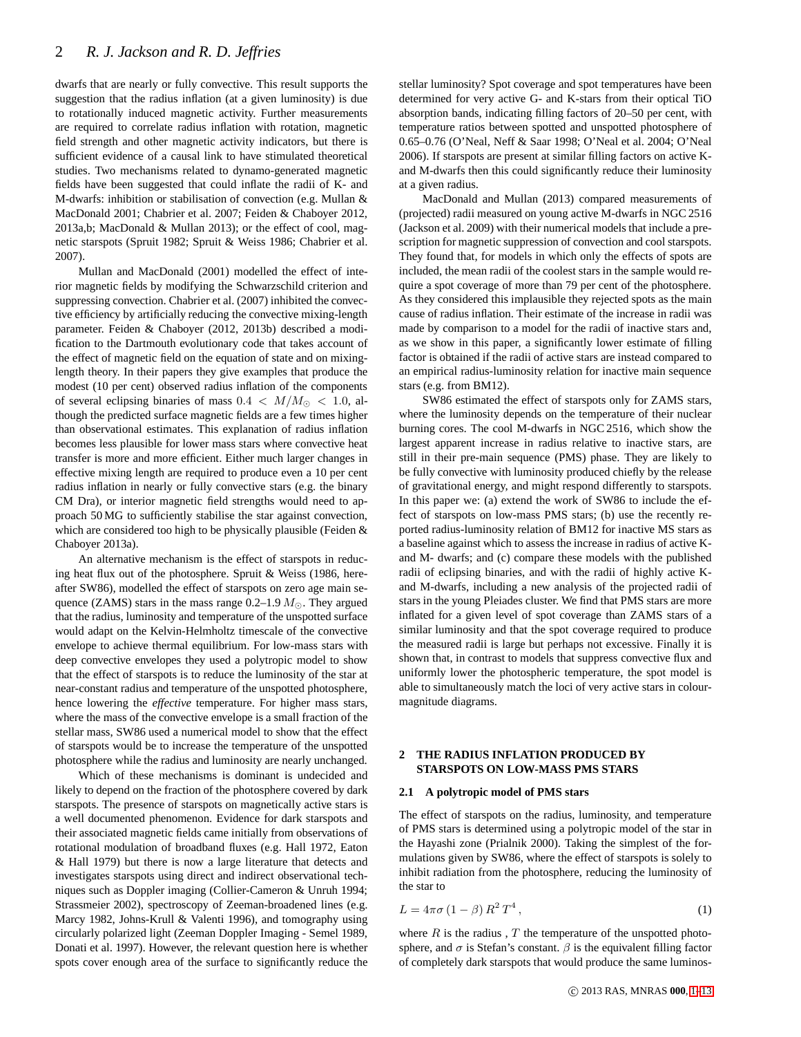dwarfs that are nearly or fully convective. This result supports the suggestion that the radius inflation (at a given luminosity) is due to rotationally induced magnetic activity. Further measurements are required to correlate radius inflation with rotation, magnetic field strength and other magnetic activity indicators, but there is sufficient evidence of a causal link to have stimulated theoretical studies. Two mechanisms related to dynamo-generated magnetic fields have been suggested that could inflate the radii of K- and M-dwarfs: inhibition or stabilisation of convection (e.g. Mullan & MacDonald 2001; Chabrier et al. 2007; Feiden & Chaboyer 2012, 2013a,b; MacDonald & Mullan 2013); or the effect of cool, magnetic starspots (Spruit 1982; Spruit & Weiss 1986; Chabrier et al. 2007).

Mullan and MacDonald (2001) modelled the effect of interior magnetic fields by modifying the Schwarzschild criterion and suppressing convection. Chabrier et al. (2007) inhibited the convective efficiency by artificially reducing the convective mixing-length parameter. Feiden & Chaboyer (2012, 2013b) described a modification to the Dartmouth evolutionary code that takes account of the effect of magnetic field on the equation of state and on mixing-length theory. In their papers they give examples that produce the modest (10 per cent) observed radius inflation of the components of several eclipsing binaries of mass $0.4 < M/M_{\odot} < 1.0$, although the predicted surface magnetic fields are a few times higher than observational estimates. This explanation of radius inflation becomes less plausible for lower mass stars where convective heat transfer is more and more efficient. Either much larger changes in effective mixing length are required to produce even a 10 per cent radius inflation in nearly or fully convective stars (e.g. the binary CM Dra), or interior magnetic field strengths would need to approach 50 MG to sufficiently stabilise the star against convection, which are considered too high to be physically plausible (Feiden & Chaboyer 2013a).

An alternative mechanism is the effect of starspots in reducing heat flux out of the photosphere. Spruit & Weiss (1986, hereafter SW86), modelled the effect of starspots on zero age main sequence (ZAMS) stars in the mass range 0.2–1.9 $M_{\odot}$. They argued that the radius, luminosity and temperature of the unspotted surface would adapt on the Kelvin-Helmholtz timescale of the convective envelope to achieve thermal equilibrium. For low-mass stars with deep convective envelopes they used a polytropic model to show that the effect of starspots is to reduce the luminosity of the star at near-constant radius and temperature of the unspotted photosphere, hence lowering the *effective* temperature. For higher mass stars, where the mass of the convective envelope is a small fraction of the stellar mass, SW86 used a numerical model to show that the effect of starspots would be to increase the temperature of the unspotted photosphere while the radius and luminosity are nearly unchanged.

Which of these mechanisms is dominant is undecided and likely to depend on the fraction of the photosphere covered by dark starspots. The presence of starspots on magnetically active stars is a well documented phenomenon. Evidence for dark starspots and their associated magnetic fields came initially from observations of rotational modulation of broadband fluxes (e.g. Hall 1972, Eaton & Hall 1979) but there is now a large literature that detects and investigates starspots using direct and indirect observational techniques such as Doppler imaging (Collier-Cameron & Unruh 1994; Strassmeier 2002), spectroscopy of Zeeman-broadened lines (e.g. Marcy 1982, Johns-Krull & Valenti 1996), and tomography using circularly polarized light (Zeeman Doppler Imaging - Semel 1989, Donati et al. 1997). However, the relevant question here is whether spots cover enough area of the surface to significantly reduce the stellar luminosity? Spot coverage and spot temperatures have been determined for very active G- and K-stars from their optical TiO absorption bands, indicating filling factors of 20–50 per cent, with temperature ratios between spotted and unspotted photosphere of 0.65–0.76 (O'Neal, Neff & Saar 1998; O'Neal et al. 2004; O'Neal 2006). If starspots are present at similar filling factors on active K- and M-dwarfs then this could significantly reduce their luminosity at a given radius.

MacDonald and Mullan (2013) compared measurements of (projected) radii measured on young active M-dwarfs in NGC 2516 (Jackson et al. 2009) with their numerical models that include a prescription for magnetic suppression of convection and cool starspots. They found that, for models in which only the effects of spots are included, the mean radii of the coolest stars in the sample would require a spot coverage of more than 79 per cent of the photosphere. As they considered this implausible they rejected spots as the main cause of radius inflation. Their estimate of the increase in radii was made by comparison to a model for the radii of inactive stars and, as we show in this paper, a significantly lower estimate of filling factor is obtained if the radii of active stars are instead compared to an empirical radius-luminosity relation for inactive main sequence stars (e.g. from BM12).

SW86 estimated the effect of starspots only for ZAMS stars, where the luminosity depends on the temperature of their nuclear burning cores. The cool M-dwarfs in NGC 2516, which show the largest apparent increase in radius relative to inactive stars, are still in their pre-main sequence (PMS) phase. They are likely to be fully convective with luminosity produced chiefly by the release of gravitational energy, and might respond differently to starspots. In this paper we: (a) extend the work of SW86 to include the effect of starspots on low-mass PMS stars; (b) use the recently reported radius-luminosity relation of BM12 for inactive MS stars as a baseline against which to assess the increase in radius of active K- and M- dwarfs; and (c) compare these models with the published radii of eclipsing binaries, and with the radii of highly active K- and M-dwarfs, including a new analysis of the projected radii of stars in the young Pleiades cluster. We find that PMS stars are more inflated for a given level of spot coverage than ZAMS stars of a similar luminosity and that the spot coverage required to produce the measured radii is large but perhaps not excessive. Finally it is shown that, in contrast to models that suppress convective flux and uniformly lower the photospheric temperature, the spot model is able to simultaneously match the loci of very active stars in colour-magnitude diagrams.

## 2 THE RADIUS INFLATION PRODUCED BY STARSPOTS ON LOW-MASS PMS STARS

### 2.1 A polytropic model of PMS stars

The effect of starspots on the radius, luminosity, and temperature of PMS stars is determined using a polytropic model of the star in the Hayashi zone (Prialnik 2000). Taking the simplest of the formulations given by SW86, where the effect of starspots is solely to inhibit radiation from the photosphere, reducing the luminosity of the star to

$$L = 4\pi\sigma\,(1-\beta)\,R^2\,T^4\,, \quad (1)$$

where $R$ is the radius , $T$ the temperature of the unspotted photosphere, and $\sigma$ is Stefan's constant. $\beta$ is the equivalent filling factor of completely dark starspots that would produce the same luminos-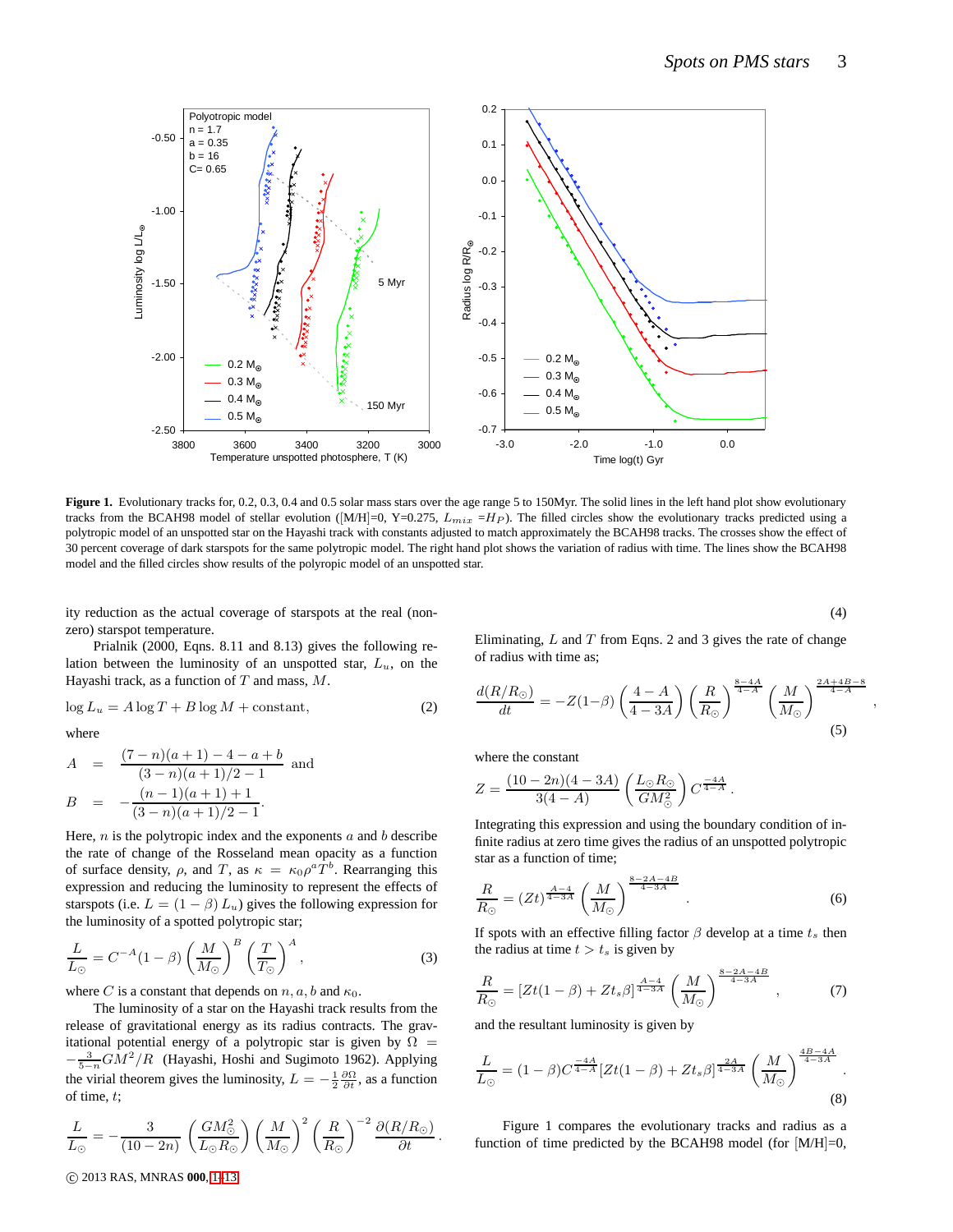**Figure 1.** Evolutionary tracks for, 0.2, 0.3, 0.4 and 0.5 solar mass stars over the age range 5 to 150Myr. The solid lines in the left hand plot show evolutionary tracks from the BCAH98 model of stellar evolution ([M/H]=0, Y=0.275, $L_{mix}$ =$H_P$). The filled circles show the evolutionary tracks predicted using a polytropic model of an unspotted star on the Hayashi track with constants adjusted to match approximately the BCAH98 tracks. The crosses show the effect of 30 percent coverage of dark starspots for the same polytropic model. The right hand plot shows the variation of radius with time. The lines show the BCAH98 model and the filled circles show results of the polyropic model of an unspotted star.

ity reduction as the actual coverage of starspots at the real (non-zero) starspot temperature.

Prialnik (2000, Eqns. 8.11 and 8.13) gives the following relation between the luminosity of an unspotted star, $L_u$, on the Hayashi track, as a function of $T$ and mass, $M$.

$$\log L_u = A \log T + B \log M + \text{constant}, \tag{2}$$

where

$$A = \frac{(7-n)(a+1) - 4 - a + b}{(3-n)(a+1)/2 - 1} \quad \text{and}$$

$$B = -\frac{(n-1)(a+1)+1}{(3-n)(a+1)/2 - 1}.$$

Here, $n$ is the polytropic index and the exponents $a$ and $b$ describe the rate of change of the Rosseland mean opacity as a function of surface density, $\rho$, and $T$, as $\kappa = \kappa_0 \rho^a T^b$. Rearranging this expression and reducing the luminosity to represent the effects of starspots (i.e. $L = (1-\beta) L_u$) gives the following expression for the luminosity of a spotted polytropic star;

$$\frac{L}{L_\odot} = C^{-A}(1-\beta)\left(\frac{M}{M_\odot}\right)^B \left(\frac{T}{T_\odot}\right)^A, \tag{3}$$

where $C$ is a constant that depends on $n, a, b$ and $\kappa_0$.

The luminosity of a star on the Hayashi track results from the release of gravitational energy as its radius contracts. The gravitational potential energy of a polytropic star is given by $\Omega = -\frac{3}{5-n}GM^2/R$ (Hayashi, Hoshi and Sugimoto 1962). Applying the virial theorem gives the luminosity, $L = -\frac{1}{2}\frac{\partial \Omega}{\partial t}$, as a function of time, $t$;

$$\frac{L}{L_\odot} = -\frac{3}{(10-2n)}\left(\frac{GM_\odot^2}{L_\odot R_\odot}\right)\left(\frac{M}{M_\odot}\right)^2\left(\frac{R}{R_\odot}\right)^{-2}\frac{\partial (R/R_\odot)}{\partial t}. \tag{4}$$

Eliminating, $L$ and $T$ from Eqns. 2 and 3 gives the rate of change of radius with time as;

$$\frac{d(R/R_\odot)}{dt} = -Z(1-\beta)\left(\frac{4-A}{4-3A}\right)\left(\frac{R}{R_\odot}\right)^{\frac{8-4A}{4-A}}\left(\frac{M}{M_\odot}\right)^{\frac{2A+4B-8}{4-A}}, \tag{5}$$

where the constant

$$Z = \frac{(10-2n)(4-3A)}{3(4-A)}\left(\frac{L_\odot R_\odot}{GM_\odot^2}\right)C^{\frac{-4A}{4-A}}.$$

Integrating this expression and using the boundary condition of infinite radius at zero time gives the radius of an unspotted polytropic star as a function of time;

$$\frac{R}{R_\odot} = (Zt)^{\frac{A-4}{4-3A}}\left(\frac{M}{M_\odot}\right)^{\frac{8-2A-4B}{4-3A}}. \tag{6}$$

If spots with an effective filling factor $\beta$ develop at a time $t_s$ then the radius at time $t > t_s$ is given by

$$\frac{R}{R_\odot} = [Zt(1-\beta) + Zt_s\beta]^{\frac{A-4}{4-3A}}\left(\frac{M}{M_\odot}\right)^{\frac{8-2A-4B}{4-3A}}, \tag{7}$$

and the resultant luminosity is given by

$$\frac{L}{L_\odot} = (1-\beta)C^{\frac{-4A}{4-A}}[Zt(1-\beta) + Zt_s\beta]^{\frac{2A}{4-3A}}\left(\frac{M}{M_\odot}\right)^{\frac{4B-4A}{4-3A}}. \tag{8}$$

Figure 1 compares the evolutionary tracks and radius as a function of time predicted by the BCAH98 model (for [M/H]=0,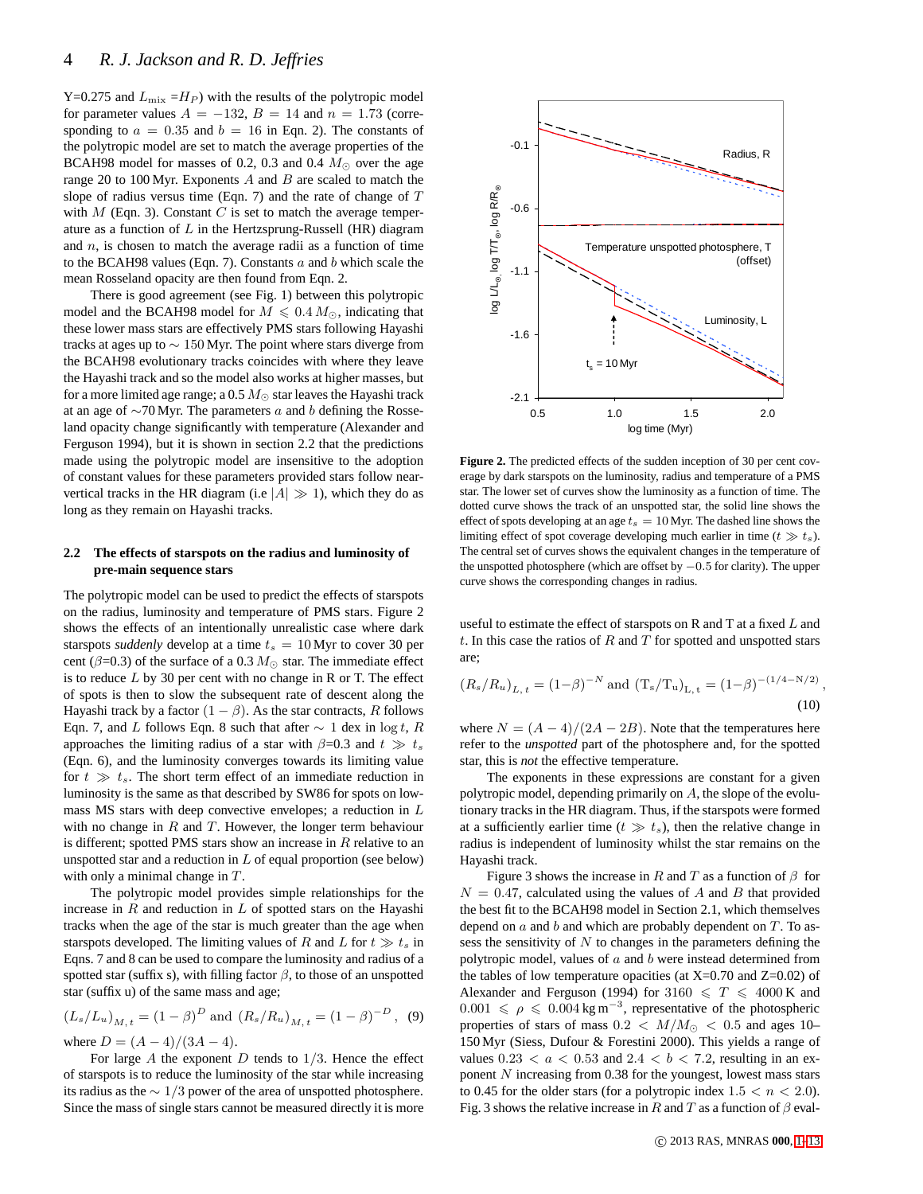Y=0.275 and $L_{\rm mix} = H_P$) with the results of the polytropic model for parameter values $A = -132$, $B = 14$ and $n = 1.73$ (corresponding to $a = 0.35$ and $b = 16$ in Eqn. 2). The constants of the polytropic model are set to match the average properties of the BCAH98 model for masses of 0.2, 0.3 and 0.4 $M_\odot$ over the age range 20 to 100 Myr. Exponents $A$ and $B$ are scaled to match the slope of radius versus time (Eqn. 7) and the rate of change of $T$ with $M$ (Eqn. 3). Constant $C$ is set to match the average temperature as a function of $L$ in the Hertzsprung-Russell (HR) diagram and $n$, is chosen to match the average radii as a function of time to the BCAH98 values (Eqn. 7). Constants $a$ and $b$ which scale the mean Rosseland opacity are then found from Eqn. 2.

There is good agreement (see Fig. 1) between this polytropic model and the BCAH98 model for $M \leqslant 0.4\,M_\odot$, indicating that these lower mass stars are effectively PMS stars following Hayashi tracks at ages up to $\sim 150$ Myr. The point where stars diverge from the BCAH98 evolutionary tracks coincides with where they leave the Hayashi track and so the model also works at higher masses, but for a more limited age range; a 0.5 $M_\odot$ star leaves the Hayashi track at an age of $\sim$70 Myr. The parameters $a$ and $b$ defining the Rosseland opacity change significantly with temperature (Alexander and Ferguson 1994), but it is shown in section 2.2 that the predictions made using the polytropic model are insensitive to the adoption of constant values for these parameters provided stars follow near-vertical tracks in the HR diagram (i.e $|A| \gg 1$), which they do as long as they remain on Hayashi tracks.

### 2.2 The effects of starspots on the radius and luminosity of pre-main sequence stars

The polytropic model can be used to predict the effects of starspots on the radius, luminosity and temperature of PMS stars. Figure 2 shows the effects of an intentionally unrealistic case where dark starspots *suddenly* develop at a time $t_s = 10$ Myr to cover 30 per cent ($\beta$=0.3) of the surface of a 0.3 $M_\odot$ star. The immediate effect is to reduce $L$ by 30 per cent with no change in R or T. The effect of spots is then to slow the subsequent rate of descent along the Hayashi track by a factor $(1-\beta)$. As the star contracts, $R$ follows Eqn. 7, and $L$ follows Eqn. 8 such that after $\sim$ 1 dex in $\log t$, $R$ approaches the limiting radius of a star with $\beta$=0.3 and $t \gg t_s$ (Eqn. 6), and the luminosity converges towards its limiting value for $t \gg t_s$. The short term effect of an immediate reduction in luminosity is the same as that described by SW86 for spots on low-mass MS stars with deep convective envelopes; a reduction in $L$ with no change in $R$ and $T$. However, the longer term behaviour is different; spotted PMS stars show an increase in $R$ relative to an unspotted star and a reduction in $L$ of equal proportion (see below) with only a minimal change in $T$.

The polytropic model provides simple relationships for the increase in $R$ and reduction in $L$ of spotted stars on the Hayashi tracks when the age of the star is much greater than the age when starspots developed. The limiting values of $R$ and $L$ for $t \gg t_s$ in Eqns. 7 and 8 can be used to compare the luminosity and radius of a spotted star (suffix s), with filling factor $\beta$, to those of an unspotted star (suffix u) of the same mass and age;

$$\left(L_s/L_u\right)_{M,\,t} = (1-\beta)^{D} \text{ and } \left(R_s/R_u\right)_{M,\,t} = (1-\beta)^{-D}, \quad (9)$$

where $D = (A-4)/(3A-4)$.

For large $A$ the exponent $D$ tends to $1/3$. Hence the effect of starspots is to reduce the luminosity of the star while increasing its radius as the $\sim 1/3$ power of the area of unspotted photosphere. Since the mass of single stars cannot be measured directly it is more useful to estimate the effect of starspots on R and T at a fixed $L$ and $t$. In this case the ratios of $R$ and $T$ for spotted and unspotted stars are;

$$\left(R_s/R_u\right)_{L,\,t} = (1-\beta)^{-N} \text{ and } \left(\mathrm{T_s/T_u}\right)_{\mathrm{L,\,t}} = (1-\beta)^{-(1/4-\mathrm{N}/2)}, \quad (10)$$

where $N = (A-4)/(2A-2B)$. Note that the temperatures here refer to the *unspotted* part of the photosphere and, for the spotted star, this is *not* the effective temperature.

The exponents in these expressions are constant for a given polytropic model, depending primarily on $A$, the slope of the evolutionary tracks in the HR diagram. Thus, if the starspots were formed at a sufficiently earlier time ($t \gg t_s$), then the relative change in radius is independent of luminosity whilst the star remains on the Hayashi track.

Figure 3 shows the increase in $R$ and $T$ as a function of $\beta$ for $N = 0.47$, calculated using the values of $A$ and $B$ that provided the best fit to the BCAH98 model in Section 2.1, which themselves depend on $a$ and $b$ and which are probably dependent on $T$. To assess the sensitivity of $N$ to changes in the parameters defining the polytropic model, values of $a$ and $b$ were instead determined from the tables of low temperature opacities (at X=0.70 and Z=0.02) of Alexander and Ferguson (1994) for $3160 \leqslant T \leqslant 4000$ K and $0.001 \leqslant \rho \leqslant 0.004\,\mathrm{kg\,m^{-3}}$, representative of the photospheric properties of stars of mass $0.2 < M/M_\odot < 0.5$ and ages 10–150 Myr (Siess, Dufour & Forestini 2000). This yields a range of values $0.23 < a < 0.53$ and $2.4 < b < 7.2$, resulting in an exponent $N$ increasing from 0.38 for the youngest, lowest mass stars to 0.45 for the older stars (for a polytropic index $1.5 < n < 2.0$). Fig. 3 shows the relative increase in $R$ and $T$ as a function of $\beta$ eval-

**Figure 2.** The predicted effects of the sudden inception of 30 per cent coverage by dark starspots on the luminosity, radius and temperature of a PMS star. The lower set of curves show the luminosity as a function of time. The dotted curve shows the track of an unspotted star, the solid line shows the effect of spots developing at an age $t_s = 10$ Myr. The dashed line shows the limiting effect of spot coverage developing much earlier in time ($t \gg t_s$). The central set of curves shows the equivalent changes in the temperature of the unspotted photosphere (which are offset by $-0.5$ for clarity). The upper curve shows the corresponding changes in radius.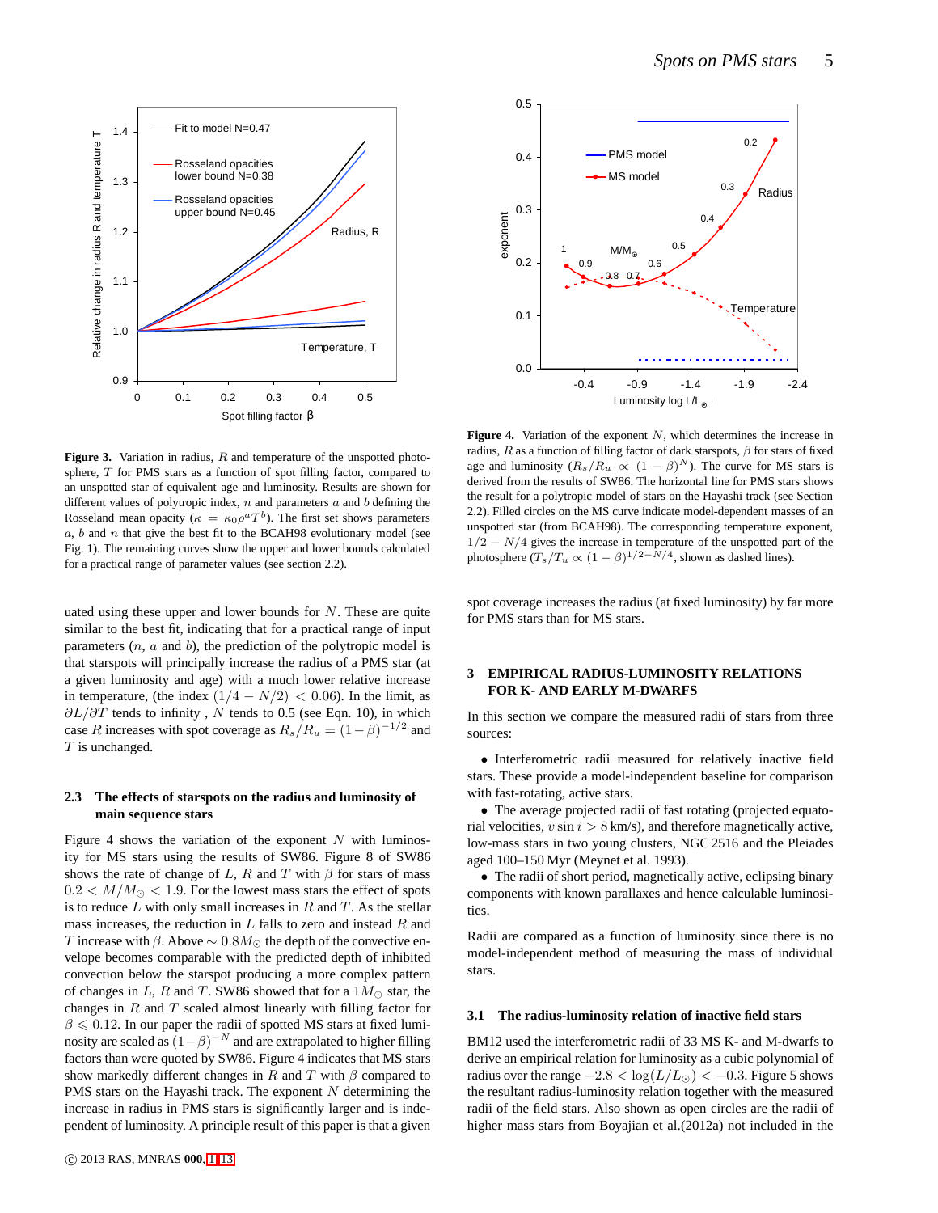**Figure 3.** Variation in radius, $R$ and temperature of the unspotted photosphere, $T$ for PMS stars as a function of spot filling factor, compared to an unspotted star of equivalent age and luminosity. Results are shown for different values of polytropic index, $n$ and parameters $a$ and $b$ defining the Rosseland mean opacity ($\kappa = \kappa_0 \rho^a T^b$). The first set shows parameters $a$, $b$ and $n$ that give the best fit to the BCAH98 evolutionary model (see Fig. 1). The remaining curves show the upper and lower bounds calculated for a practical range of parameter values (see section 2.2).

**Figure 4.** Variation of the exponent $N$, which determines the increase in radius, $R$ as a function of filling factor of dark starspots, $\beta$ for stars of fixed age and luminosity ($R_s/R_u \propto (1-\beta)^N$). The curve for MS stars is derived from the results of SW86. The horizontal line for PMS stars shows the result for a polytropic model of stars on the Hayashi track (see Section 2.2). Filled circles on the MS curve indicate model-dependent masses of an unspotted star (from BCAH98). The corresponding temperature exponent, $1/2 - N/4$ gives the increase in temperature of the unspotted part of the photosphere ($T_s/T_u \propto (1-\beta)^{1/2-N/4}$, shown as dashed lines).

uated using these upper and lower bounds for $N$. These are quite similar to the best fit, indicating that for a practical range of input parameters ($n$, $a$ and $b$), the prediction of the polytropic model is that starspots will principally increase the radius of a PMS star (at a given luminosity and age) with a much lower relative increase in temperature, (the index $(1/4 - N/2) < 0.06$). In the limit, as $\partial L/\partial T$ tends to infinity , $N$ tends to 0.5 (see Eqn. 10), in which case $R$ increases with spot coverage as $R_s/R_u = (1-\beta)^{-1/2}$ and $T$ is unchanged.

### 2.3 The effects of starspots on the radius and luminosity of main sequence stars

Figure 4 shows the variation of the exponent $N$ with luminosity for MS stars using the results of SW86. Figure 8 of SW86 shows the rate of change of $L$, $R$ and $T$ with $\beta$ for stars of mass $0.2 < M/M_{\odot} < 1.9$. For the lowest mass stars the effect of spots is to reduce $L$ with only small increases in $R$ and $T$. As the stellar mass increases, the reduction in $L$ falls to zero and instead $R$ and $T$ increase with $\beta$. Above $\sim 0.8M_{\odot}$ the depth of the convective envelope becomes comparable with the predicted depth of inhibited convection below the starspot producing a more complex pattern of changes in $L$, $R$ and $T$. SW86 showed that for a $1M_{\odot}$ star, the changes in $R$ and $T$ scaled almost linearly with filling factor for $\beta \leqslant 0.12$. In our paper the radii of spotted MS stars at fixed luminosity are scaled as $(1-\beta)^{-N}$ and are extrapolated to higher filling factors than were quoted by SW86. Figure 4 indicates that MS stars show markedly different changes in $R$ and $T$ with $\beta$ compared to PMS stars on the Hayashi track. The exponent $N$ determining the increase in radius in PMS stars is significantly larger and is independent of luminosity. A principle result of this paper is that a given spot coverage increases the radius (at fixed luminosity) by far more for PMS stars than for MS stars.

## 3 EMPIRICAL RADIUS-LUMINOSITY RELATIONS FOR K- AND EARLY M-DWARFS

In this section we compare the measured radii of stars from three sources:

- Interferometric radii measured for relatively inactive field stars. These provide a model-independent baseline for comparison with fast-rotating, active stars.
- The average projected radii of fast rotating (projected equatorial velocities, $v \sin i > 8$ km/s), and therefore magnetically active, low-mass stars in two young clusters, NGC 2516 and the Pleiades aged 100–150 Myr (Meynet et al. 1993).
- The radii of short period, magnetically active, eclipsing binary components with known parallaxes and hence calculable luminosities.

Radii are compared as a function of luminosity since there is no model-independent method of measuring the mass of individual stars.

### 3.1 The radius-luminosity relation of inactive field stars

BM12 used the interferometric radii of 33 MS K- and M-dwarfs to derive an empirical relation for luminosity as a cubic polynomial of radius over the range $-2.8 < \log(L/L_{\odot}) < -0.3$. Figure 5 shows the resultant radius-luminosity relation together with the measured radii of the field stars. Also shown as open circles are the radii of higher mass stars from Boyajian et al.(2012a) not included in the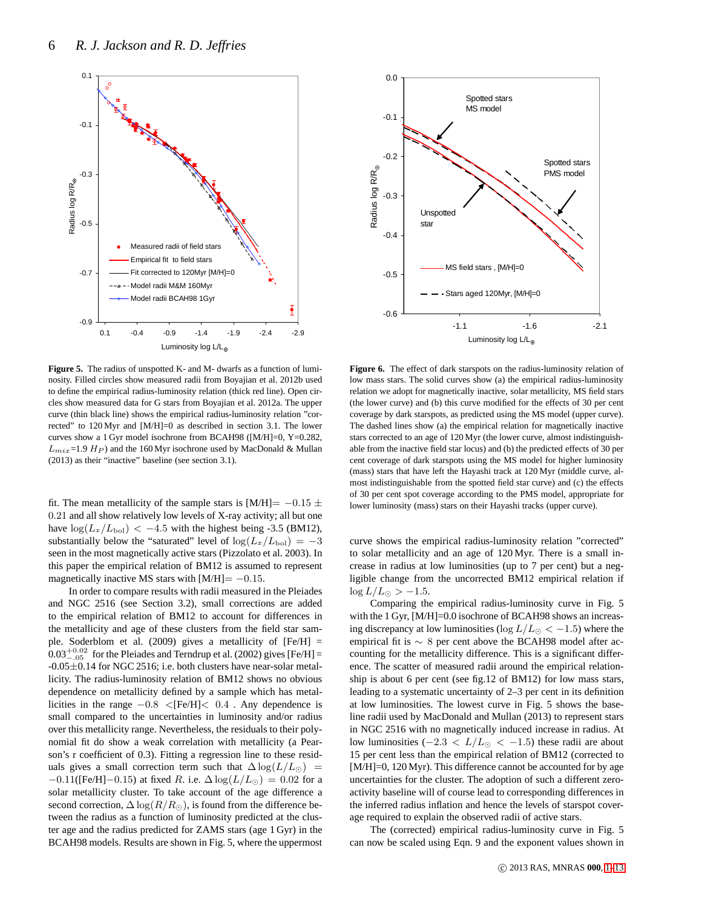**Figure 5.** The radius of unspotted K- and M- dwarfs as a function of luminosity. Filled circles show measured radii from Boyajian et al. 2012b used to define the empirical radius-luminosity relation (thick red line). Open circles show measured data for G stars from Boyajian et al. 2012a. The upper curve (thin black line) shows the empirical radius-luminosity relation "corrected" to 120 Myr and [M/H]=0 as described in section 3.1. The lower curves show a 1 Gyr model isochrone from BCAH98 ([M/H]=0, Y=0.282, $L_{mix}$=1.9 $H_P$) and the 160 Myr isochrone used by MacDonald & Mullan (2013) as their "inactive" baseline (see section 3.1).

**Figure 6.** The effect of dark starspots on the radius-luminosity relation of low mass stars. The solid curves show (a) the empirical radius-luminosity relation we adopt for magnetically inactive, solar metallicity, MS field stars (the lower curve) and (b) this curve modified for the effects of 30 per cent coverage by dark starspots, as predicted using the MS model (upper curve). The dashed lines show (a) the empirical relation for magnetically inactive stars corrected to an age of 120 Myr (the lower curve, almost indistinguishable from the inactive field star locus) and (b) the predicted effects of 30 per cent coverage of dark starspots using the MS model for higher luminosity (mass) stars that have left the Hayashi track at 120 Myr (middle curve, almost indistinguishable from the spotted field star curve) and (c) the effects of 30 per cent spot coverage according to the PMS model, appropriate for lower luminosity (mass) stars on their Hayashi tracks (upper curve).

fit. The mean metallicity of the sample stars is [M/H]$= -0.15 \pm 0.21$ and all show relatively low levels of X-ray activity; all but one have $\log(L_x/L_{\rm bol}) < -4.5$ with the highest being -3.5 (BM12), substantially below the "saturated" level of $\log(L_x/L_{\rm bol}) = -3$ seen in the most magnetically active stars (Pizzolato et al. 2003). In this paper the empirical relation of BM12 is assumed to represent magnetically inactive MS stars with [M/H]$= -0.15$.

In order to compare results with radii measured in the Pleiades and NGC 2516 (see Section 3.2), small corrections are added to the empirical relation of BM12 to account for differences in the metallicity and age of these clusters from the field star sample. Soderblom et al. (2009) gives a metallicity of [Fe/H] = $0.03^{+0.02}_{-.05}$ for the Pleiades and Terndrup et al. (2002) gives [Fe/H] = -0.05$\pm$0.14 for NGC 2516; i.e. both clusters have near-solar metallicity. The radius-luminosity relation of BM12 shows no obvious dependence on metallicity defined by a sample which has metallicities in the range $-0.8$ <[Fe/H]< $0.4$ . Any dependence is small compared to the uncertainties in luminosity and/or radius over this metallicity range. Nevertheless, the residuals to their polynomial fit do show a weak correlation with metallicity (a Pearson's r coefficient of 0.3). Fitting a regression line to these residuals gives a small correction term such that $\Delta\log(L/L_{\odot}) = -0.11$([Fe/H]$-0.15$) at fixed $R$. i.e. $\Delta\log(L/L_{\odot}) = 0.02$ for a solar metallicity cluster. To take account of the age difference a second correction, $\Delta\log(R/R_{\odot})$, is found from the difference between the radius as a function of luminosity predicted at the cluster age and the radius predicted for ZAMS stars (age 1 Gyr) in the BCAH98 models. Results are shown in Fig. 5, where the uppermost curve shows the empirical radius-luminosity relation "corrected" to solar metallicity and an age of 120 Myr. There is a small increase in radius at low luminosities (up to 7 per cent) but a negligible change from the uncorrected BM12 empirical relation if $\log L/L_{\odot} > -1.5$.

Comparing the empirical radius-luminosity curve in Fig. 5 with the 1 Gyr, [M/H]=0.0 isochrone of BCAH98 shows an increasing discrepancy at low luminosities ($\log L/L_{\odot} < -1.5$) where the empirical fit is $\sim 8$ per cent above the BCAH98 model after accounting for the metallicity difference. This is a significant difference. The scatter of measured radii about the empirical relationship is about 6 per cent (see fig.12 of BM12) for low mass stars, leading to a systematic uncertainty of 2–3 per cent in its definition at low luminosities. The lowest curve in Fig. 5 shows the baseline radii used by MacDonald and Mullan (2013) to represent stars in NGC 2516 with no magnetically induced increase in radius. At low luminosities ($-2.3 < L/L_{\odot} < -1.5$) these radii are about 15 per cent less than the empirical relation of BM12 (corrected to [M/H]=0, 120 Myr). This difference cannot be accounted for by age uncertainties for the cluster. The adoption of such a different zero-activity baseline will of course lead to corresponding differences in the inferred radius inflation and hence the levels of starspot coverage required to explain the observed radii of active stars.

The (corrected) empirical radius-luminosity curve in Fig. 5 can now be scaled using Eqn. 9 and the exponent values shown in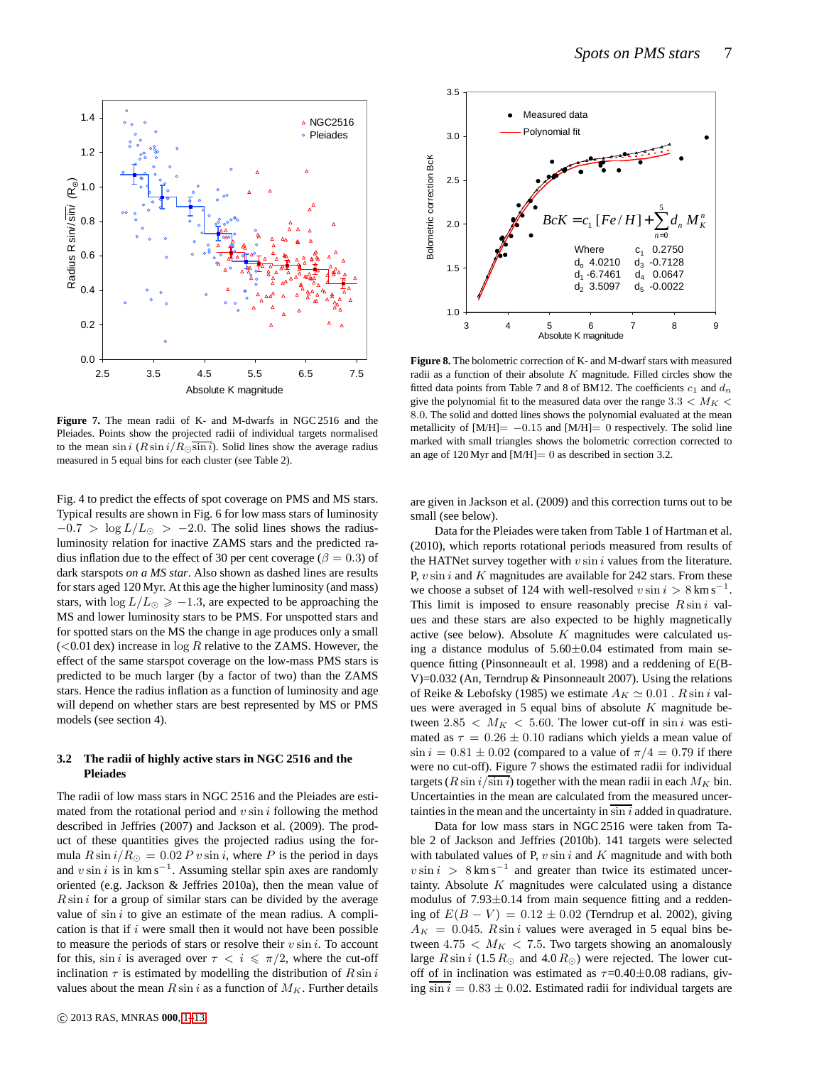**Figure 7.** The mean radii of K- and M-dwarfs in NGC 2516 and the Pleiades. Points show the projected radii of individual targets normalised to the mean $\sin i$ ($R \sin i/R_{\odot}\overline{\sin i}$). Solid lines show the average radius measured in 5 equal bins for each cluster (see Table 2).

**Figure 8.** The bolometric correction of K- and M-dwarf stars with measured radii as a function of their absolute $K$ magnitude. Filled circles show the fitted data points from Table 7 and 8 of BM12. The coefficients $c_1$ and $d_n$ give the polynomial fit to the measured data over the range $3.3 < M_K < 8.0$. The solid and dotted lines shows the polynomial evaluated at the mean metallicity of [M/H]$= -0.15$ and [M/H]$= 0$ respectively. The solid line marked with small triangles shows the bolometric correction corrected to an age of 120 Myr and [M/H]$= 0$ as described in section 3.2.

Fig. 4 to predict the effects of spot coverage on PMS and MS stars. Typical results are shown in Fig. 6 for low mass stars of luminosity $-0.7 > \log L/L_{\odot} > -2.0$. The solid lines shows the radius-luminosity relation for inactive ZAMS stars and the predicted radius inflation due to the effect of 30 per cent coverage ($\beta = 0.3$) of dark starspots *on a MS star*. Also shown as dashed lines are results for stars aged 120 Myr. At this age the higher luminosity (and mass) stars, with $\log L/L_{\odot} \geqslant -1.3$, are expected to be approaching the MS and lower luminosity stars to be PMS. For unspotted stars and for spotted stars on the MS the change in age produces only a small ($<$0.01 dex) increase in $\log R$ relative to the ZAMS. However, the effect of the same starspot coverage on the low-mass PMS stars is predicted to be much larger (by a factor of two) than the ZAMS stars. Hence the radius inflation as a function of luminosity and age will depend on whether stars are best represented by MS or PMS models (see section 4).

### 3.2 The radii of highly active stars in NGC 2516 and the Pleiades

The radii of low mass stars in NGC 2516 and the Pleiades are estimated from the rotational period and $v \sin i$ following the method described in Jeffries (2007) and Jackson et al. (2009). The product of these quantities gives the projected radius using the formula $R \sin i/R_{\odot} = 0.02\, P\, v \sin i$, where $P$ is the period in days and $v \sin i$ is in km s$^{-1}$. Assuming stellar spin axes are randomly oriented (e.g. Jackson & Jeffries 2010a), then the mean value of $R \sin i$ for a group of similar stars can be divided by the average value of $\sin i$ to give an estimate of the mean radius. A complication is that if $i$ were small then it would not have been possible to measure the periods of stars or resolve their $v \sin i$. To account for this, $\sin i$ is averaged over $\tau < i \leqslant \pi/2$, where the cut-off inclination $\tau$ is estimated by modelling the distribution of $R \sin i$ values about the mean $R \sin i$ as a function of $M_K$. Further details are given in Jackson et al. (2009) and this correction turns out to be small (see below).

Data for the Pleiades were taken from Table 1 of Hartman et al. (2010), which reports rotational periods measured from results of the HATNet survey together with $v \sin i$ values from the literature. P, $v \sin i$ and $K$ magnitudes are available for 242 stars. From these we choose a subset of 124 with well-resolved $v \sin i > 8$ km s$^{-1}$. This limit is imposed to ensure reasonably precise $R \sin i$ values and these stars are also expected to be highly magnetically active (see below). Absolute $K$ magnitudes were calculated using a distance modulus of 5.60$\pm$0.04 estimated from main sequence fitting (Pinsonneault et al. 1998) and a reddening of E(B-V)=0.032 (An, Terndrup & Pinsonneault 2007). Using the relations of Reike & Lebofsky (1985) we estimate $A_K \simeq 0.01$ . $R \sin i$ values were averaged in 5 equal bins of absolute $K$ magnitude between $2.85 < M_K < 5.60$. The lower cut-off in $\sin i$ was estimated as $\tau = 0.26 \pm 0.10$ radians which yields a mean value of $\sin i = 0.81 \pm 0.02$ (compared to a value of $\pi/4 = 0.79$ if there were no cut-off). Figure 7 shows the estimated radii for individual targets ($R \sin i/\overline{\sin i}$) together with the mean radii in each $M_K$ bin. Uncertainties in the mean are calculated from the measured uncertainties in the mean and the uncertainty in $\overline{\sin i}$ added in quadrature.

Data for low mass stars in NGC 2516 were taken from Table 2 of Jackson and Jeffries (2010b). 141 targets were selected with tabulated values of P, $v \sin i$ and $K$ magnitude and with both $v \sin i > 8$ km s$^{-1}$ and greater than twice its estimated uncertainty. Absolute $K$ magnitudes were calculated using a distance modulus of 7.93$\pm$0.14 from main sequence fitting and a reddening of $E(B-V) = 0.12 \pm 0.02$ (Terndrup et al. 2002), giving $A_K = 0.045$. $R \sin i$ values were averaged in 5 equal bins between $4.75 < M_K < 7.5$. Two targets showing an anomalously large $R \sin i$ (1.5 $R_{\odot}$ and 4.0 $R_{\odot}$) were rejected. The lower cut-off of in inclination was estimated as $\tau$=0.40$\pm$0.08 radians, giving $\overline{\sin i} = 0.83 \pm 0.02$. Estimated radii for individual targets are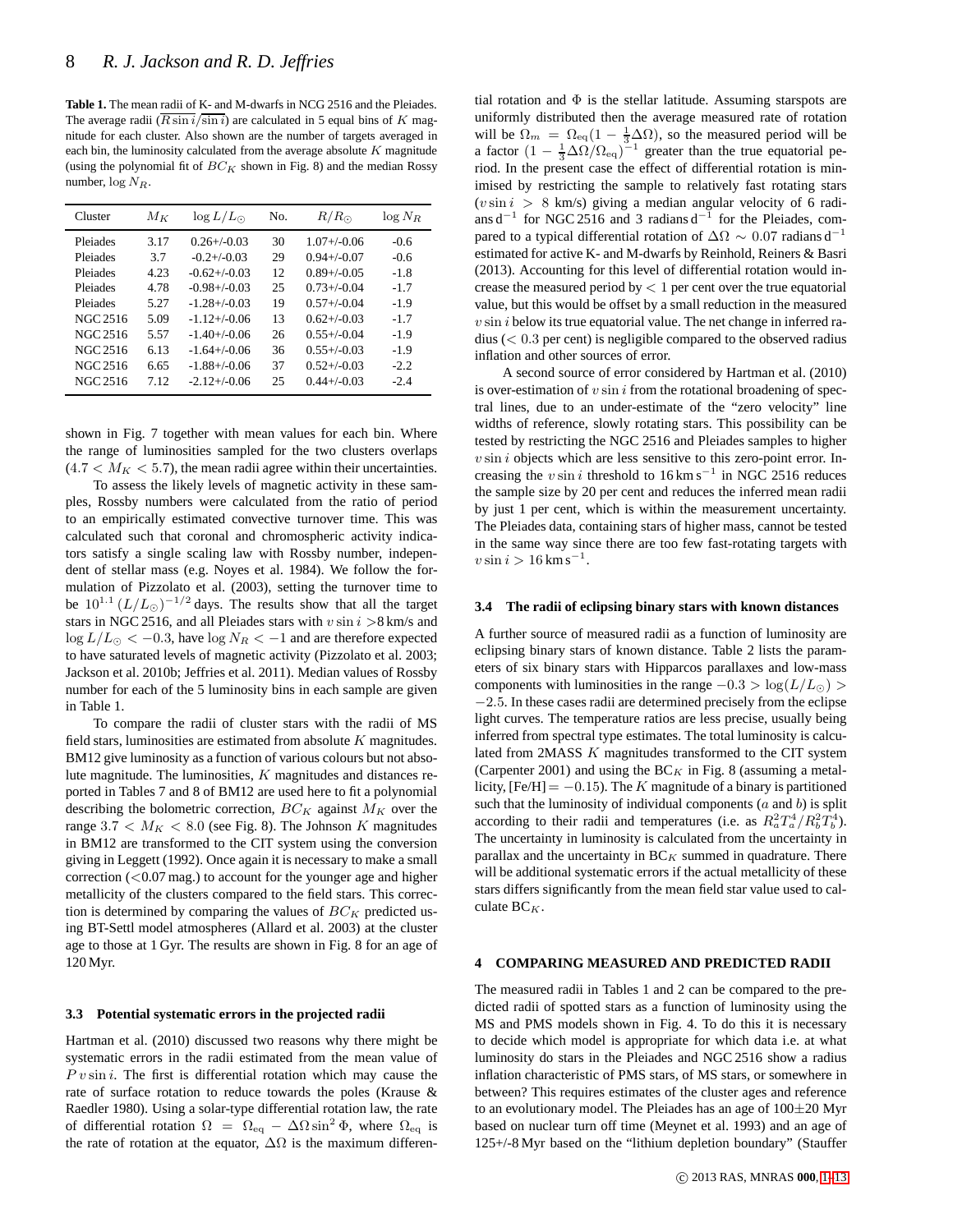**Table 1.** The mean radii of K- and M-dwarfs in NCG 2516 and the Pleiades. The average radii ($\overline{R \sin i}/\overline{\sin i}$) are calculated in 5 equal bins of $K$ magnitude for each cluster. Also shown are the number of targets averaged in each bin, the luminosity calculated from the average absolute $K$ magnitude (using the polynomial fit of $BC_K$ shown in Fig. 8) and the median Rossy number, $\log N_R$.

| Cluster | $M_K$ | $\log L/L_{\odot}$ | No. | $R/R_{\odot}$ | $\log N_R$ |
|---|---|---|---|---|---|
| Pleiades | 3.17 | 0.26+/-0.03 | 30 | 1.07+/-0.06 | -0.6 |
| Pleiades | 3.7 | -0.2+/-0.03 | 29 | 0.94+/-0.07 | -0.6 |
| Pleiades | 4.23 | -0.62+/-0.03 | 12 | 0.89+/-0.05 | -1.8 |
| Pleiades | 4.78 | -0.98+/-0.03 | 25 | 0.73+/-0.04 | -1.7 |
| Pleiades | 5.27 | -1.28+/-0.03 | 19 | 0.57+/-0.04 | -1.9 |
| NGC 2516 | 5.09 | -1.12+/-0.06 | 13 | 0.62+/-0.03 | -1.7 |
| NGC 2516 | 5.57 | -1.40+/-0.06 | 26 | 0.55+/-0.04 | -1.9 |
| NGC 2516 | 6.13 | -1.64+/-0.06 | 36 | 0.55+/-0.03 | -1.9 |
| NGC 2516 | 6.65 | -1.88+/-0.06 | 37 | 0.52+/-0.03 | -2.2 |
| NGC 2516 | 7.12 | -2.12+/-0.06 | 25 | 0.44+/-0.03 | -2.4 |

shown in Fig. 7 together with mean values for each bin. Where the range of luminosities sampled for the two clusters overlaps ($4.7 < M_K < 5.7$), the mean radii agree within their uncertainties.

To assess the likely levels of magnetic activity in these samples, Rossby numbers were calculated from the ratio of period to an empirically estimated convective turnover time. This was calculated such that coronal and chromospheric activity indicators satisfy a single scaling law with Rossby number, independent of stellar mass (e.g. Noyes et al. 1984). We follow the formulation of Pizzolato et al. (2003), setting the turnover time to be $10^{1.1}\,(L/L_{\odot})^{-1/2}$ days. The results show that all the target stars in NGC 2516, and all Pleiades stars with $v \sin i$ >8 km/s and $\log L/L_{\odot} < -0.3$, have $\log N_R < -1$ and are therefore expected to have saturated levels of magnetic activity (Pizzolato et al. 2003; Jackson et al. 2010b; Jeffries et al. 2011). Median values of Rossby number for each of the 5 luminosity bins in each sample are given in Table 1.

To compare the radii of cluster stars with the radii of MS field stars, luminosities are estimated from absolute $K$ magnitudes. BM12 give luminosity as a function of various colours but not absolute magnitude. The luminosities, $K$ magnitudes and distances reported in Tables 7 and 8 of BM12 are used here to fit a polynomial describing the bolometric correction, $BC_K$ against $M_K$ over the range $3.7 < M_K < 8.0$ (see Fig. 8). The Johnson $K$ magnitudes in BM12 are transformed to the CIT system using the conversion giving in Leggett (1992). Once again it is necessary to make a small correction (<0.07 mag.) to account for the younger age and higher metallicity of the clusters compared to the field stars. This correction is determined by comparing the values of $BC_K$ predicted using BT-Settl model atmospheres (Allard et al. 2003) at the cluster age to those at 1 Gyr. The results are shown in Fig. 8 for an age of 120 Myr.

### 3.3 Potential systematic errors in the projected radii

Hartman et al. (2010) discussed two reasons why there might be systematic errors in the radii estimated from the mean value of $P\,v \sin i$. The first is differential rotation which may cause the rate of surface rotation to reduce towards the poles (Krause & Raedler 1980). Using a solar-type differential rotation law, the rate of differential rotation $\Omega = \Omega_{\rm eq} - \Delta\Omega \sin^2 \Phi$, where $\Omega_{\rm eq}$ is the rate of rotation at the equator, $\Delta\Omega$ is the maximum differential rotation and $\Phi$ is the stellar latitude. Assuming starspots are uniformly distributed then the average measured rate of rotation will be $\Omega_m = \Omega_{\rm eq}(1 - \frac{1}{3}\Delta\Omega)$, so the measured period will be a factor $(1 - \frac{1}{3}\Delta\Omega/\Omega_{\rm eq})^{-1}$ greater than the true equatorial period. In the present case the effect of differential rotation is minimised by restricting the sample to relatively fast rotating stars ($v \sin i > 8$ km/s) giving a median angular velocity of 6 radians $\rm d^{-1}$ for NGC 2516 and 3 radians $\rm d^{-1}$ for the Pleiades, compared to a typical differential rotation of $\Delta\Omega \sim 0.07$ radians $\rm d^{-1}$ estimated for active K- and M-dwarfs by Reinhold, Reiners & Basri (2013). Accounting for this level of differential rotation would increase the measured period by < 1 per cent over the true equatorial value, but this would be offset by a small reduction in the measured $v \sin i$ below its true equatorial value. The net change in inferred radius (< 0.3 per cent) is negligible compared to the observed radius inflation and other sources of error.

A second source of error considered by Hartman et al. (2010) is over-estimation of $v \sin i$ from the rotational broadening of spectral lines, due to an under-estimate of the "zero velocity" line widths of reference, slowly rotating stars. This possibility can be tested by restricting the NGC 2516 and Pleiades samples to higher $v \sin i$ objects which are less sensitive to this zero-point error. Increasing the $v \sin i$ threshold to 16 km s$^{-1}$ in NGC 2516 reduces the sample size by 20 per cent and reduces the inferred mean radii by just 1 per cent, which is within the measurement uncertainty. The Pleiades data, containing stars of higher mass, cannot be tested in the same way since there are too few fast-rotating targets with $v \sin i > 16$ km s$^{-1}$.

### 3.4 The radii of eclipsing binary stars with known distances

A further source of measured radii as a function of luminosity are eclipsing binary stars of known distance. Table 2 lists the parameters of six binary stars with Hipparcos parallaxes and low-mass components with luminosities in the range $-0.3 > \log(L/L_{\odot}) > -2.5$. In these cases radii are determined precisely from the eclipse light curves. The temperature ratios are less precise, usually being inferred from spectral type estimates. The total luminosity is calculated from 2MASS $K$ magnitudes transformed to the CIT system (Carpenter 2001) and using the BC$_K$ in Fig. 8 (assuming a metallicity, [Fe/H] = $-0.15$). The $K$ magnitude of a binary is partitioned such that the luminosity of individual components ($a$ and $b$) is split according to their radii and temperatures (i.e. as $R_a^2 T_a^4 / R_b^2 T_b^4$). The uncertainty in luminosity is calculated from the uncertainty in parallax and the uncertainty in BC$_K$ summed in quadrature. There will be additional systematic errors if the actual metallicity of these stars differs significantly from the mean field star value used to calculate BC$_K$.

## 4 COMPARING MEASURED AND PREDICTED RADII

The measured radii in Tables 1 and 2 can be compared to the predicted radii of spotted stars as a function of luminosity using the MS and PMS models shown in Fig. 4. To do this it is necessary to decide which model is appropriate for which data i.e. at what luminosity do stars in the Pleiades and NGC 2516 show a radius inflation characteristic of PMS stars, of MS stars, or somewhere in between? This requires estimates of the cluster ages and reference to an evolutionary model. The Pleiades has an age of 100±20 Myr based on nuclear turn off time (Meynet et al. 1993) and an age of 125+/-8 Myr based on the "lithium depletion boundary" (Stauffer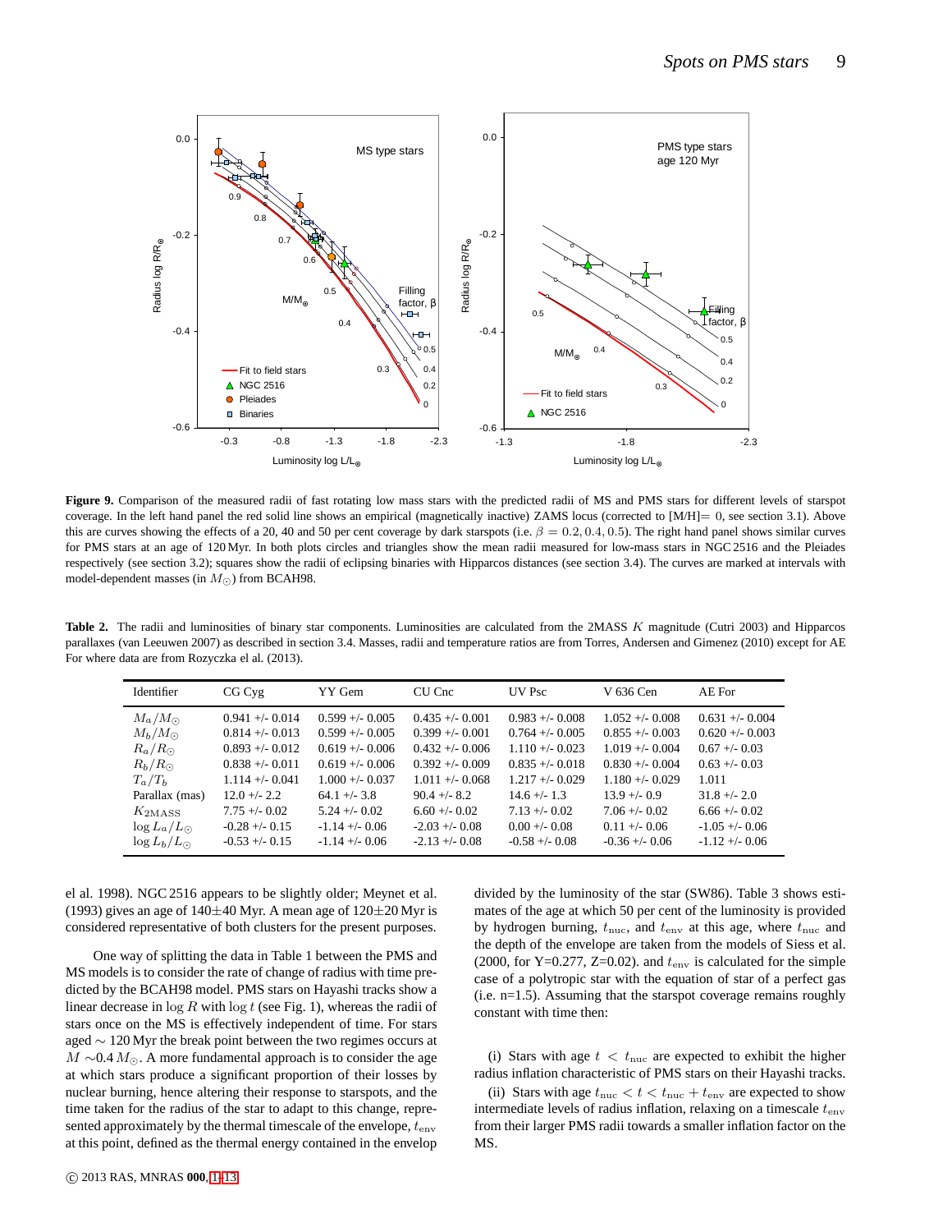**Figure 9.** Comparison of the measured radii of fast rotating low mass stars with the predicted radii of MS and PMS stars for different levels of starspot coverage. In the left hand panel the red solid line shows an empirical (magnetically inactive) ZAMS locus (corrected to [M/H]= 0, see section 3.1). Above this are curves showing the effects of a 20, 40 and 50 per cent coverage by dark starspots (i.e. $\beta = 0.2, 0.4, 0.5$). The right hand panel shows similar curves for PMS stars at an age of 120 Myr. In both plots circles and triangles show the mean radii measured for low-mass stars in NGC 2516 and the Pleiades respectively (see section 3.2); squares show the radii of eclipsing binaries with Hipparcos distances (see section 3.4). The curves are marked at intervals with model-dependent masses (in $M_{\odot}$) from BCAH98.

**Table 2.** The radii and luminosities of binary star components. Luminosities are calculated from the 2MASS $K$ magnitude (Cutri 2003) and Hipparcos parallaxes (van Leeuwen 2007) as described in section 3.4. Masses, radii and temperature ratios are from Torres, Andersen and Gimenez (2010) except for AE For where data are from Rozyczka el al. (2013).

| Identifier | CG Cyg | YY Gem | CU Cnc | UV Psc | V 636 Cen | AE For |
|---|---|---|---|---|---|---|
| $M_a/M_{\odot}$ | 0.941 +/- 0.014 | 0.599 +/- 0.005 | 0.435 +/- 0.001 | 0.983 +/- 0.008 | 1.052 +/- 0.008 | 0.631 +/- 0.004 |
| $M_b/M_{\odot}$ | 0.814 +/- 0.013 | 0.599 +/- 0.005 | 0.399 +/- 0.001 | 0.764 +/- 0.005 | 0.855 +/- 0.003 | 0.620 +/- 0.003 |
| $R_a/R_{\odot}$ | 0.893 +/- 0.012 | 0.619 +/- 0.006 | 0.432 +/- 0.006 | 1.110 +/- 0.023 | 1.019 +/- 0.004 | 0.67 +/- 0.03 |
| $R_b/R_{\odot}$ | 0.838 +/- 0.011 | 0.619 +/- 0.006 | 0.392 +/- 0.009 | 0.835 +/- 0.018 | 0.830 +/- 0.004 | 0.63 +/- 0.03 |
| $T_a/T_b$ | 1.114 +/- 0.041 | 1.000 +/- 0.037 | 1.011 +/- 0.068 | 1.217 +/- 0.029 | 1.180 +/- 0.029 | 1.011 |
| Parallax (mas) | 12.0 +/- 2.2 | 64.1 +/- 3.8 | 90.4 +/- 8.2 | 14.6 +/- 1.3 | 13.9 +/- 0.9 | 31.8 +/- 2.0 |
| $K_{2\mathrm{MASS}}$ | 7.75 +/- 0.02 | 5.24 +/- 0.02 | 6.60 +/- 0.02 | 7.13 +/- 0.02 | 7.06 +/- 0.02 | 6.66 +/- 0.02 |
| $\log L_a/L_{\odot}$ | -0.28 +/- 0.15 | -1.14 +/- 0.06 | -2.03 +/- 0.08 | 0.00 +/- 0.08 | 0.11 +/- 0.06 | -1.05 +/- 0.06 |
| $\log L_b/L_{\odot}$ | -0.53 +/- 0.15 | -1.14 +/- 0.06 | -2.13 +/- 0.08 | -0.58 +/- 0.08 | -0.36 +/- 0.06 | -1.12 +/- 0.06 |

el al. 1998). NGC 2516 appears to be slightly older; Meynet et al. (1993) gives an age of 140±40 Myr. A mean age of 120±20 Myr is considered representative of both clusters for the present purposes.

One way of splitting the data in Table 1 between the PMS and MS models is to consider the rate of change of radius with time predicted by the BCAH98 model. PMS stars on Hayashi tracks show a linear decrease in $\log R$ with $\log t$ (see Fig. 1), whereas the radii of stars once on the MS is effectively independent of time. For stars aged $\sim$ 120 Myr the break point between the two regimes occurs at $M \sim 0.4\,M_{\odot}$. A more fundamental approach is to consider the age at which stars produce a significant proportion of their losses by nuclear burning, hence altering their response to starspots, and the time taken for the radius of the star to adapt to this change, represented approximately by the thermal timescale of the envelope, $t_{\rm env}$ at this point, defined as the thermal energy contained in the envelop divided by the luminosity of the star (SW86). Table 3 shows estimates of the age at which 50 per cent of the luminosity is provided by hydrogen burning, $t_{\rm nuc}$, and $t_{\rm env}$ at this age, where $t_{\rm nuc}$ and the depth of the envelope are taken from the models of Siess et al. (2000, for Y=0.277, Z=0.02). and $t_{\rm env}$ is calculated for the simple case of a polytropic star with the equation of star of a perfect gas (i.e. n=1.5). Assuming that the starspot coverage remains roughly constant with time then:

(i) Stars with age $t < t_{\rm nuc}$ are expected to exhibit the higher radius inflation characteristic of PMS stars on their Hayashi tracks.

(ii) Stars with age $t_{\rm nuc} < t < t_{\rm nuc} + t_{\rm env}$ are expected to show intermediate levels of radius inflation, relaxing on a timescale $t_{\rm env}$ from their larger PMS radii towards a smaller inflation factor on the MS.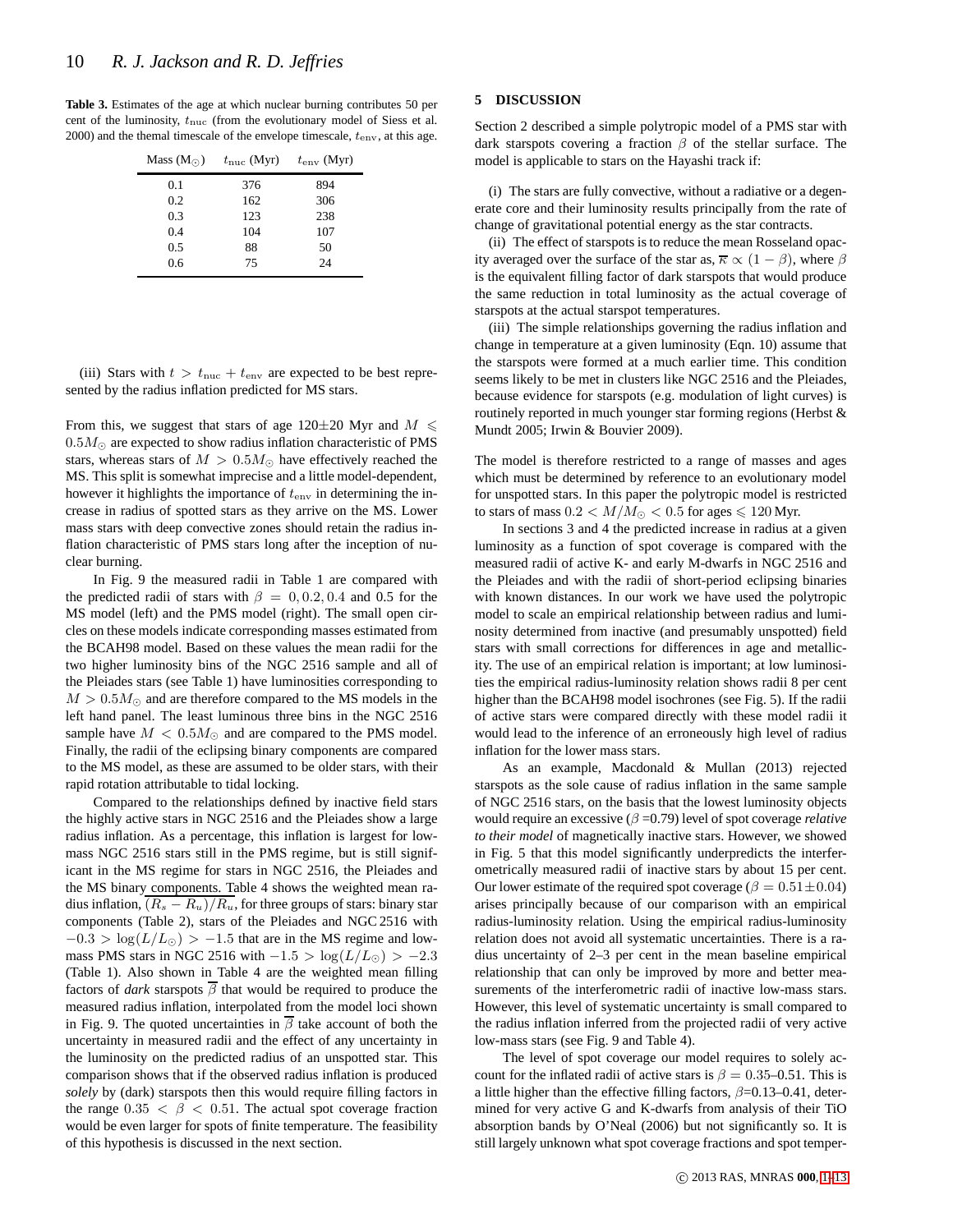**Table 3.** Estimates of the age at which nuclear burning contributes 50 per cent of the luminosity, $t_{\rm nuc}$ (from the evolutionary model of Siess et al. 2000) and the themal timescale of the envelope timescale, $t_{\rm env}$, at this age.

| Mass ($M_{\odot}$) | $t_{\rm nuc}$ (Myr) | $t_{\rm env}$ (Myr) |
|---|---|---|
| 0.1 | 376 | 894 |
| 0.2 | 162 | 306 |
| 0.3 | 123 | 238 |
| 0.4 | 104 | 107 |
| 0.5 | 88 | 50 |
| 0.6 | 75 | 24 |

(iii) Stars with $t > t_{\rm nuc} + t_{\rm env}$ are expected to be best represented by the radius inflation predicted for MS stars.

From this, we suggest that stars of age 120±20 Myr and $M \leqslant 0.5M_{\odot}$ are expected to show radius inflation characteristic of PMS stars, whereas stars of $M > 0.5M_{\odot}$ have effectively reached the MS. This split is somewhat imprecise and a little model-dependent, however it highlights the importance of $t_{\rm env}$ in determining the increase in radius of spotted stars as they arrive on the MS. Lower mass stars with deep convective zones should retain the radius inflation characteristic of PMS stars long after the inception of nuclear burning.

In Fig. 9 the measured radii in Table 1 are compared with the predicted radii of stars with $\beta = 0, 0.2, 0.4$ and 0.5 for the MS model (left) and the PMS model (right). The small open circles on these models indicate corresponding masses estimated from the BCAH98 model. Based on these values the mean radii for the two higher luminosity bins of the NGC 2516 sample and all of the Pleiades stars (see Table 1) have luminosities corresponding to $M > 0.5M_{\odot}$ and are therefore compared to the MS models in the left hand panel. The least luminous three bins in the NGC 2516 sample have $M < 0.5M_{\odot}$ and are compared to the PMS model. Finally, the radii of the eclipsing binary components are compared to the MS model, as these are assumed to be older stars, with their rapid rotation attributable to tidal locking.

Compared to the relationships defined by inactive field stars the highly active stars in NGC 2516 and the Pleiades show a large radius inflation. As a percentage, this inflation is largest for low-mass NGC 2516 stars still in the PMS regime, but is still significant in the MS regime for stars in NGC 2516, the Pleiades and the MS binary components. Table 4 shows the weighted mean radius inflation, $\overline{(R_s - R_u)/R_u}$, for three groups of stars: binary star components (Table 2), stars of the Pleiades and NGC 2516 with $-0.3 > \log(L/L_{\odot}) > -1.5$ that are in the MS regime and low-mass PMS stars in NGC 2516 with $-1.5 > \log(L/L_{\odot}) > -2.3$ (Table 1). Also shown in Table 4 are the weighted mean filling factors of *dark* starspots $\overline{\beta}$ that would be required to produce the measured radius inflation, interpolated from the model loci shown in Fig. 9. The quoted uncertainties in $\overline{\beta}$ take account of both the uncertainty in measured radii and the effect of any uncertainty in the luminosity on the predicted radius of an unspotted star. This comparison shows that if the observed radius inflation is produced *solely* by (dark) starspots then this would require filling factors in the range $0.35 < \beta < 0.51$. The actual spot coverage fraction would be even larger for spots of finite temperature. The feasibility of this hypothesis is discussed in the next section.

## 5 DISCUSSION

Section 2 described a simple polytropic model of a PMS star with dark starspots covering a fraction $\beta$ of the stellar surface. The model is applicable to stars on the Hayashi track if:

(i) The stars are fully convective, without a radiative or a degenerate core and their luminosity results principally from the rate of change of gravitational potential energy as the star contracts.

(ii) The effect of starspots is to reduce the mean Rosseland opacity averaged over the surface of the star as, $\overline{\kappa} \propto (1 - \beta)$, where $\beta$ is the equivalent filling factor of dark starspots that would produce the same reduction in total luminosity as the actual coverage of starspots at the actual starspot temperatures.

(iii) The simple relationships governing the radius inflation and change in temperature at a given luminosity (Eqn. 10) assume that the starspots were formed at a much earlier time. This condition seems likely to be met in clusters like NGC 2516 and the Pleiades, because evidence for starspots (e.g. modulation of light curves) is routinely reported in much younger star forming regions (Herbst & Mundt 2005; Irwin & Bouvier 2009).

The model is therefore restricted to a range of masses and ages which must be determined by reference to an evolutionary model for unspotted stars. In this paper the polytropic model is restricted to stars of mass $0.2 < M/M_{\odot} < 0.5$ for ages $\leqslant 120$ Myr.

In sections 3 and 4 the predicted increase in radius at a given luminosity as a function of spot coverage is compared with the measured radii of active K- and early M-dwarfs in NGC 2516 and the Pleiades and with the radii of short-period eclipsing binaries with known distances. In our work we have used the polytropic model to scale an empirical relationship between radius and luminosity determined from inactive (and presumably unspotted) field stars with small corrections for differences in age and metallicity. The use of an empirical relation is important; at low luminosities the empirical radius-luminosity relation shows radii 8 per cent higher than the BCAH98 model isochrones (see Fig. 5). If the radii of active stars were compared directly with these model radii it would lead to the inference of an erroneously high level of radius inflation for the lower mass stars.

As an example, Macdonald & Mullan (2013) rejected starspots as the sole cause of radius inflation in the same sample of NGC 2516 stars, on the basis that the lowest luminosity objects would require an excessive ($\beta$ =0.79) level of spot coverage *relative to their model* of magnetically inactive stars. However, we showed in Fig. 5 that this model significantly underpredicts the interferometrically measured radii of inactive stars by about 15 per cent. Our lower estimate of the required spot coverage ($\beta = 0.51 \pm 0.04$) arises principally because of our comparison with an empirical radius-luminosity relation. Using the empirical radius-luminosity relation does not avoid all systematic uncertainties. There is a radius uncertainty of 2–3 per cent in the mean baseline empirical relationship that can only be improved by more and better measurements of the interferometric radii of inactive low-mass stars. However, this level of systematic uncertainty is small compared to the radius inflation inferred from the projected radii of very active low-mass stars (see Fig. 9 and Table 4).

The level of spot coverage our model requires to solely account for the inflated radii of active stars is $\beta = 0.35$–$0.51$. This is a little higher than the effective filling factors, $\beta$=0.13–0.41, determined for very active G and K-dwarfs from analysis of their TiO absorption bands by O'Neal (2006) but not significantly so. It is still largely unknown what spot coverage fractions and spot temper-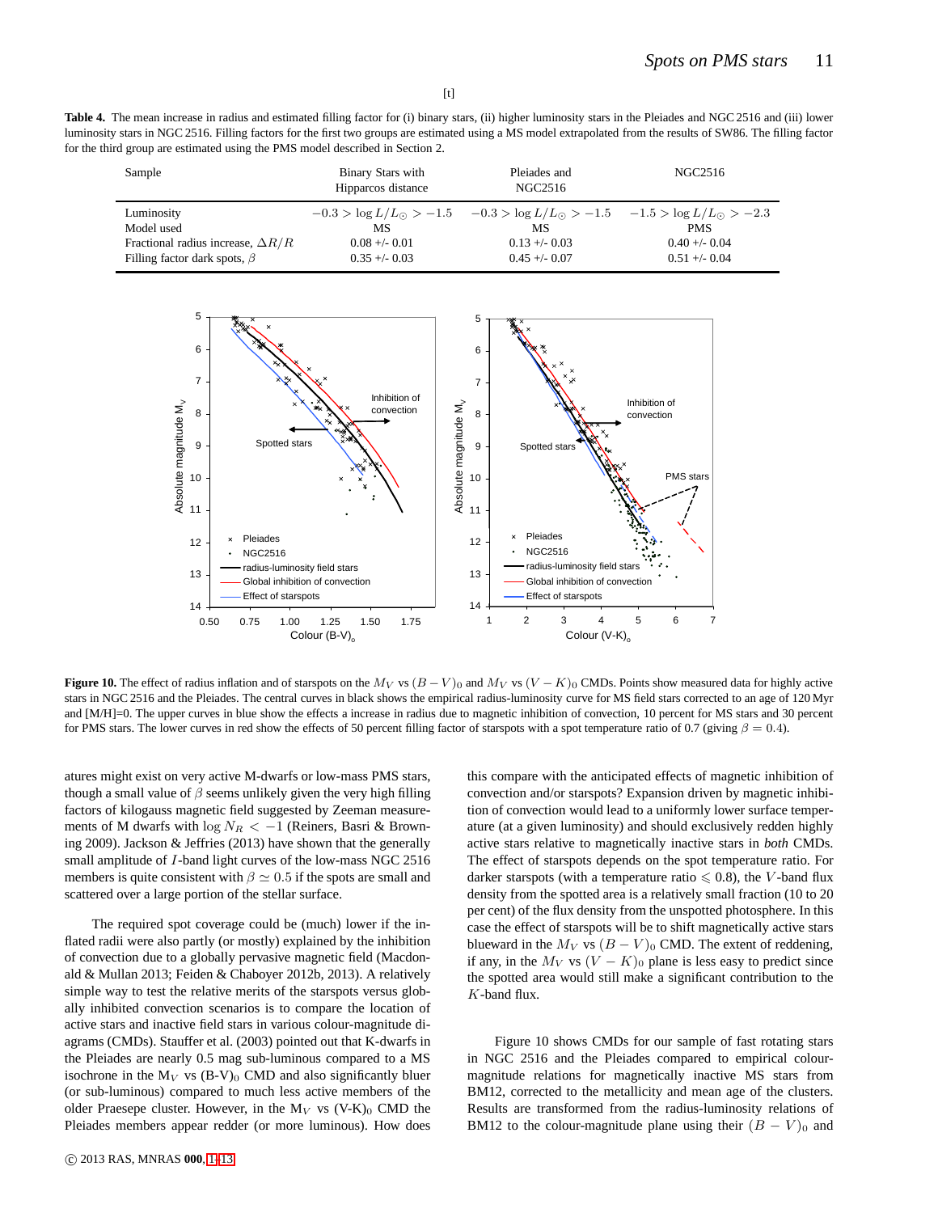[t]

**Table 4.** The mean increase in radius and estimated filling factor for (i) binary stars, (ii) higher luminosity stars in the Pleiades and NGC 2516 and (iii) lower luminosity stars in NGC 2516. Filling factors for the first two groups are estimated using a MS model extrapolated from the results of SW86. The filling factor for the third group are estimated using the PMS model described in Section 2.

| Sample | Binary Stars with Hipparcos distance | Pleiades and NGC2516 | NGC2516 |
|---|---|---|---|
| Luminosity | $-0.3 > \log L/L_{\odot} > -1.5$ | $-0.3 > \log L/L_{\odot} > -1.5$ | $-1.5 > \log L/L_{\odot} > -2.3$ |
| Model used | MS | MS | PMS |
| Fractional radius increase, $\Delta R/R$ | 0.08 +/- 0.01 | 0.13 +/- 0.03 | 0.40 +/- 0.04 |
| Filling factor dark spots, $\beta$ | 0.35 +/- 0.03 | 0.45 +/- 0.07 | 0.51 +/- 0.04 |

**Figure 10.** The effect of radius inflation and of starspots on the $M_V$ vs $(B-V)_0$ and $M_V$ vs $(V-K)_0$ CMDs. Points show measured data for highly active stars in NGC 2516 and the Pleiades. The central curves in black shows the empirical radius-luminosity curve for MS field stars corrected to an age of 120 Myr and [M/H]=0. The upper curves in blue show the effects a increase in radius due to magnetic inhibition of convection, 10 percent for MS stars and 30 percent for PMS stars. The lower curves in red show the effects of 50 percent filling factor of starspots with a spot temperature ratio of 0.7 (giving $\beta = 0.4$).

atures might exist on very active M-dwarfs or low-mass PMS stars, though a small value of $\beta$ seems unlikely given the very high filling factors of kilogauss magnetic field suggested by Zeeman measurements of M dwarfs with $\log N_R < -1$ (Reiners, Basri & Browning 2009). Jackson & Jeffries (2013) have shown that the generally small amplitude of $I$-band light curves of the low-mass NGC 2516 members is quite consistent with $\beta \simeq 0.5$ if the spots are small and scattered over a large portion of the stellar surface.

The required spot coverage could be (much) lower if the inflated radii were also partly (or mostly) explained by the inhibition of convection due to a globally pervasive magnetic field (Macdonald & Mullan 2013; Feiden & Chaboyer 2012b, 2013). A relatively simple way to test the relative merits of the starspots versus globally inhibited convection scenarios is to compare the location of active stars and inactive field stars in various colour-magnitude diagrams (CMDs). Stauffer et al. (2003) pointed out that K-dwarfs in the Pleiades are nearly 0.5 mag sub-luminous compared to a MS isochrone in the $M_V$ vs $(B\text{-}V)_0$ CMD and also significantly bluer (or sub-luminous) compared to much less active members of the older Praesepe cluster. However, in the $M_V$ vs $(V\text{-}K)_0$ CMD the Pleiades members appear redder (or more luminous). How does this compare with the anticipated effects of magnetic inhibition of convection and/or starspots? Expansion driven by magnetic inhibition of convection would lead to a uniformly lower surface temperature (at a given luminosity) and should exclusively redden highly active stars relative to magnetically inactive stars in *both* CMDs. The effect of starspots depends on the spot temperature ratio. For darker starspots (with a temperature ratio $\leqslant 0.8$), the $V$-band flux density from the spotted area is a relatively small fraction (10 to 20 per cent) of the flux density from the unspotted photosphere. In this case the effect of starspots will be to shift magnetically active stars blueward in the $M_V$ vs $(B-V)_0$ CMD. The extent of reddening, if any, in the $M_V$ vs $(V-K)_0$ plane is less easy to predict since the spotted area would still make a significant contribution to the $K$-band flux.

Figure 10 shows CMDs for our sample of fast rotating stars in NGC 2516 and the Pleiades compared to empirical colour-magnitude relations for magnetically inactive MS stars from BM12, corrected to the metallicity and mean age of the clusters. Results are transformed from the radius-luminosity relations of BM12 to the colour-magnitude plane using their $(B-V)_0$ and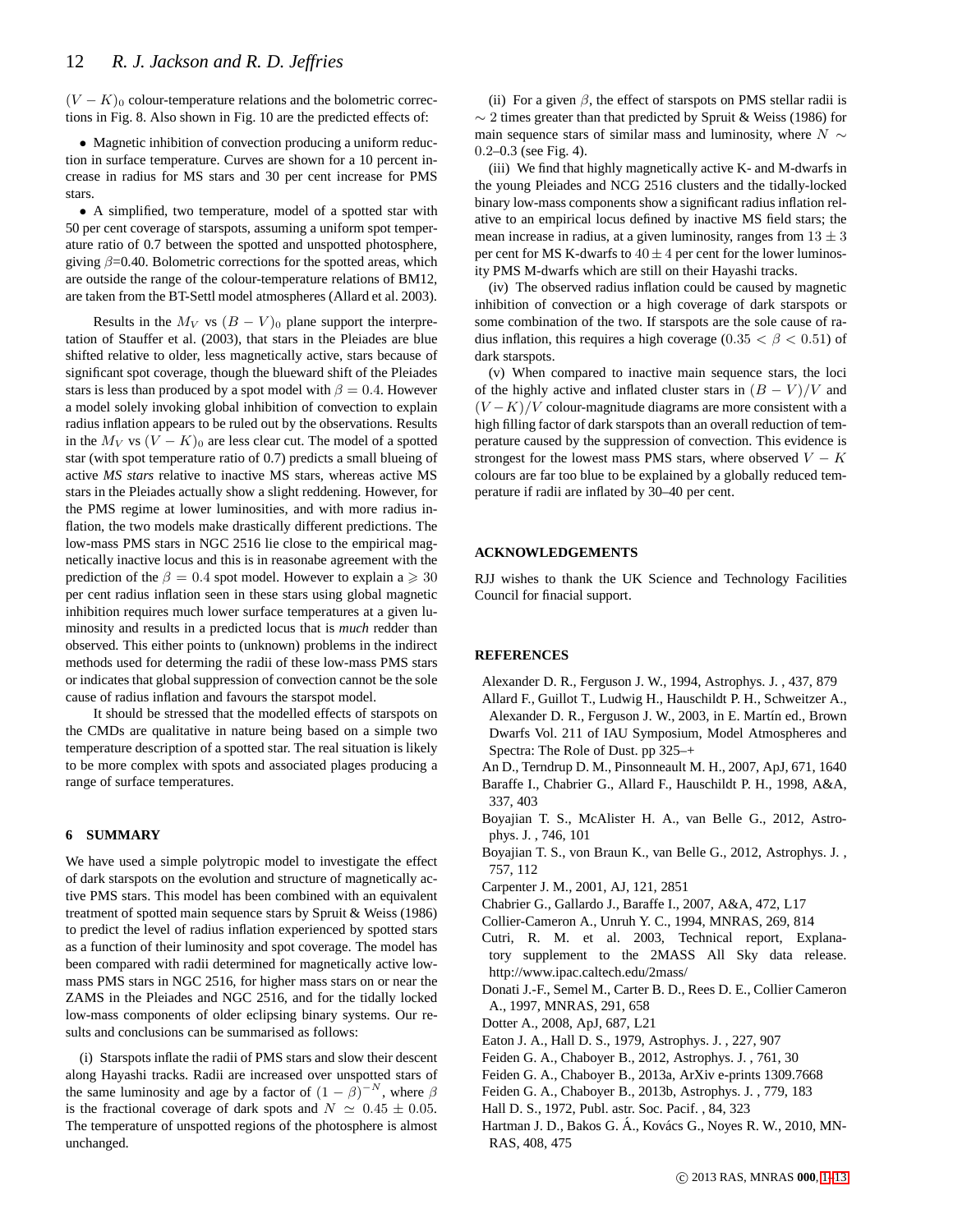$(V-K)_0$ colour-temperature relations and the bolometric corrections in Fig. 8. Also shown in Fig. 10 are the predicted effects of:

- Magnetic inhibition of convection producing a uniform reduction in surface temperature. Curves are shown for a 10 percent increase in radius for MS stars and 30 per cent increase for PMS stars.
- A simplified, two temperature, model of a spotted star with 50 per cent coverage of starspots, assuming a uniform spot temperature ratio of 0.7 between the spotted and unspotted photosphere, giving $\beta$=0.40. Bolometric corrections for the spotted areas, which are outside the range of the colour-temperature relations of BM12, are taken from the BT-Settl model atmospheres (Allard et al. 2003).

Results in the $M_V$ vs $(B-V)_0$ plane support the interpretation of Stauffer et al. (2003), that stars in the Pleiades are blue shifted relative to older, less magnetically active, stars because of significant spot coverage, though the blueward shift of the Pleiades stars is less than produced by a spot model with $\beta=0.4$. However a model solely invoking global inhibition of convection to explain radius inflation appears to be ruled out by the observations. Results in the $M_V$ vs $(V-K)_0$ are less clear cut. The model of a spotted star (with spot temperature ratio of 0.7) predicts a small blueing of active *MS stars* relative to inactive MS stars, whereas active MS stars in the Pleiades actually show a slight reddening. However, for the PMS regime at lower luminosities, and with more radius inflation, the two models make drastically different predictions. The low-mass PMS stars in NGC 2516 lie close to the empirical magnetically inactive locus and this is in reasonabe agreement with the prediction of the $\beta=0.4$ spot model. However to explain a $\geqslant 30$ per cent radius inflation seen in these stars using global magnetic inhibition requires much lower surface temperatures at a given luminosity and results in a predicted locus that is *much* redder than observed. This either points to (unknown) problems in the indirect methods used for determing the radii of these low-mass PMS stars or indicates that global suppression of convection cannot be the sole cause of radius inflation and favours the starspot model.

It should be stressed that the modelled effects of starspots on the CMDs are qualitative in nature being based on a simple two temperature description of a spotted star. The real situation is likely to be more complex with spots and associated plages producing a range of surface temperatures.

## 6 SUMMARY

We have used a simple polytropic model to investigate the effect of dark starspots on the evolution and structure of magnetically active PMS stars. This model has been combined with an equivalent treatment of spotted main sequence stars by Spruit & Weiss (1986) to predict the level of radius inflation experienced by spotted stars as a function of their luminosity and spot coverage. The model has been compared with radii determined for magnetically active low-mass PMS stars in NGC 2516, for higher mass stars on or near the ZAMS in the Pleiades and NGC 2516, and for the tidally locked low-mass components of older eclipsing binary systems. Our results and conclusions can be summarised as follows:

(i) Starspots inflate the radii of PMS stars and slow their descent along Hayashi tracks. Radii are increased over unspotted stars of the same luminosity and age by a factor of $(1-\beta)^{-N}$, where $\beta$ is the fractional coverage of dark spots and $N \simeq 0.45 \pm 0.05$. The temperature of unspotted regions of the photosphere is almost unchanged.

(ii) For a given $\beta$, the effect of starspots on PMS stellar radii is $\sim 2$ times greater than that predicted by Spruit & Weiss (1986) for main sequence stars of similar mass and luminosity, where $N \sim$ 0.2–0.3 (see Fig. 4).

(iii) We find that highly magnetically active K- and M-dwarfs in the young Pleiades and NCG 2516 clusters and the tidally-locked binary low-mass components show a significant radius inflation relative to an empirical locus defined by inactive MS field stars; the mean increase in radius, at a given luminosity, ranges from $13 \pm 3$ per cent for MS K-dwarfs to $40 \pm 4$ per cent for the lower luminosity PMS M-dwarfs which are still on their Hayashi tracks.

(iv) The observed radius inflation could be caused by magnetic inhibition of convection or a high coverage of dark starspots or some combination of the two. If starspots are the sole cause of radius inflation, this requires a high coverage $(0.35 < \beta < 0.51)$ of dark starspots.

(v) When compared to inactive main sequence stars, the loci of the highly active and inflated cluster stars in $(B-V)/V$ and $(V-K)/V$ colour-magnitude diagrams are more consistent with a high filling factor of dark starspots than an overall reduction of temperature caused by the suppression of convection. This evidence is strongest for the lowest mass PMS stars, where observed $V-K$ colours are far too blue to be explained by a globally reduced temperature if radii are inflated by 30–40 per cent.

## ACKNOWLEDGEMENTS

RJJ wishes to thank the UK Science and Technology Facilities Council for finacial support.

## REFERENCES

Alexander D. R., Ferguson J. W., 1994, Astrophys. J. , 437, 879

Allard F., Guillot T., Ludwig H., Hauschildt P. H., Schweitzer A., Alexander D. R., Ferguson J. W., 2003, in E. Martín ed., Brown Dwarfs Vol. 211 of IAU Symposium, Model Atmospheres and Spectra: The Role of Dust. pp 325–+

An D., Terndrup D. M., Pinsonneault M. H., 2007, ApJ, 671, 1640

Baraffe I., Chabrier G., Allard F., Hauschildt P. H., 1998, A&A, 337, 403

Boyajian T. S., McAlister H. A., van Belle G., 2012, Astrophys. J. , 746, 101

Boyajian T. S., von Braun K., van Belle G., 2012, Astrophys. J. , 757, 112

Carpenter J. M., 2001, AJ, 121, 2851

Chabrier G., Gallardo J., Baraffe I., 2007, A&A, 472, L17

Collier-Cameron A., Unruh Y. C., 1994, MNRAS, 269, 814

Cutri, R. M. et al. 2003, Technical report, Explanatory supplement to the 2MASS All Sky data release. http://www.ipac.caltech.edu/2mass/

Donati J.-F., Semel M., Carter B. D., Rees D. E., Collier Cameron A., 1997, MNRAS, 291, 658

Dotter A., 2008, ApJ, 687, L21

Eaton J. A., Hall D. S., 1979, Astrophys. J. , 227, 907

Feiden G. A., Chaboyer B., 2012, Astrophys. J. , 761, 30

Feiden G. A., Chaboyer B., 2013a, ArXiv e-prints 1309.7668

Feiden G. A., Chaboyer B., 2013b, Astrophys. J. , 779, 183

Hall D. S., 1972, Publ. astr. Soc. Pacif. , 84, 323

Hartman J. D., Bakos G. Á., Kovács G., Noyes R. W., 2010, MNRAS, 408, 475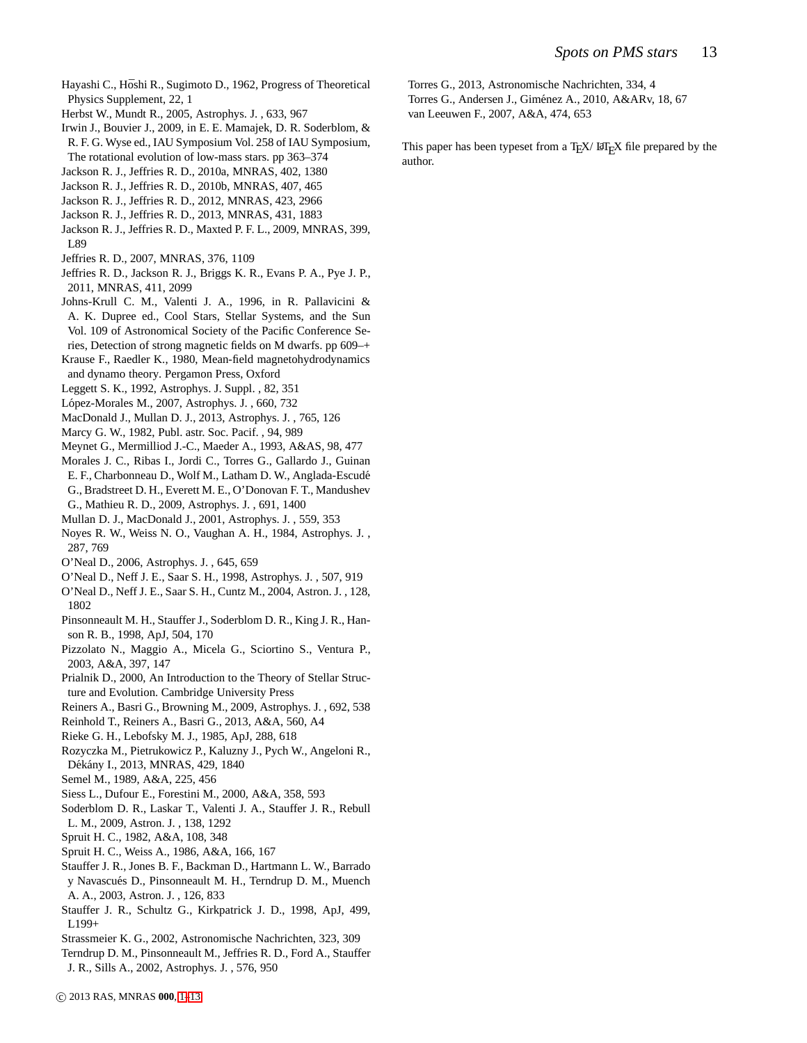Hayashi C., Hōshi R., Sugimoto D., 1962, Progress of Theoretical Physics Supplement, 22, 1

Herbst W., Mundt R., 2005, Astrophys. J. , 633, 967

Irwin J., Bouvier J., 2009, in E. E. Mamajek, D. R. Soderblom, & R. F. G. Wyse ed., IAU Symposium Vol. 258 of IAU Symposium, The rotational evolution of low-mass stars. pp 363–374

Jackson R. J., Jeffries R. D., 2010a, MNRAS, 402, 1380

Jackson R. J., Jeffries R. D., 2010b, MNRAS, 407, 465

Jackson R. J., Jeffries R. D., 2012, MNRAS, 423, 2966

Jackson R. J., Jeffries R. D., 2013, MNRAS, 431, 1883

Jackson R. J., Jeffries R. D., Maxted P. F. L., 2009, MNRAS, 399, L89

Jeffries R. D., 2007, MNRAS, 376, 1109

Jeffries R. D., Jackson R. J., Briggs K. R., Evans P. A., Pye J. P., 2011, MNRAS, 411, 2099

Johns-Krull C. M., Valenti J. A., 1996, in R. Pallavicini & A. K. Dupree ed., Cool Stars, Stellar Systems, and the Sun Vol. 109 of Astronomical Society of the Pacific Conference Series, Detection of strong magnetic fields on M dwarfs. pp 609–+

Krause F., Raedler K., 1980, Mean-field magnetohydrodynamics and dynamo theory. Pergamon Press, Oxford

Leggett S. K., 1992, Astrophys. J. Suppl. , 82, 351

López-Morales M., 2007, Astrophys. J. , 660, 732

MacDonald J., Mullan D. J., 2013, Astrophys. J. , 765, 126

Marcy G. W., 1982, Publ. astr. Soc. Pacif. , 94, 989

Meynet G., Mermilliod J.-C., Maeder A., 1993, A&AS, 98, 477

Morales J. C., Ribas I., Jordi C., Torres G., Gallardo J., Guinan E. F., Charbonneau D., Wolf M., Latham D. W., Anglada-Escudé G., Bradstreet D. H., Everett M. E., O'Donovan F. T., Mandushev G., Mathieu R. D., 2009, Astrophys. J. , 691, 1400

Mullan D. J., MacDonald J., 2001, Astrophys. J. , 559, 353

Noyes R. W., Weiss N. O., Vaughan A. H., 1984, Astrophys. J. , 287, 769

O'Neal D., 2006, Astrophys. J. , 645, 659

O'Neal D., Neff J. E., Saar S. H., 1998, Astrophys. J. , 507, 919

O'Neal D., Neff J. E., Saar S. H., Cuntz M., 2004, Astron. J. , 128, 1802

Pinsonneault M. H., Stauffer J., Soderblom D. R., King J. R., Hanson R. B., 1998, ApJ, 504, 170

Pizzolato N., Maggio A., Micela G., Sciortino S., Ventura P., 2003, A&A, 397, 147

Prialnik D., 2000, An Introduction to the Theory of Stellar Structure and Evolution. Cambridge University Press

Reiners A., Basri G., Browning M., 2009, Astrophys. J. , 692, 538

Reinhold T., Reiners A., Basri G., 2013, A&A, 560, A4

Rieke G. H., Lebofsky M. J., 1985, ApJ, 288, 618

Rozyczka M., Pietrukowicz P., Kaluzny J., Pych W., Angeloni R., Dékány I., 2013, MNRAS, 429, 1840

Semel M., 1989, A&A, 225, 456

Siess L., Dufour E., Forestini M., 2000, A&A, 358, 593

Soderblom D. R., Laskar T., Valenti J. A., Stauffer J. R., Rebull L. M., 2009, Astron. J. , 138, 1292

Spruit H. C., 1982, A&A, 108, 348

Spruit H. C., Weiss A., 1986, A&A, 166, 167

Stauffer J. R., Jones B. F., Backman D., Hartmann L. W., Barrado y Navascués D., Pinsonneault M. H., Terndrup D. M., Muench A. A., 2003, Astron. J. , 126, 833

Stauffer J. R., Schultz G., Kirkpatrick J. D., 1998, ApJ, 499, L199+

Strassmeier K. G., 2002, Astronomische Nachrichten, 323, 309

Terndrup D. M., Pinsonneault M., Jeffries R. D., Ford A., Stauffer J. R., Sills A., 2002, Astrophys. J. , 576, 950

Torres G., 2013, Astronomische Nachrichten, 334, 4

Torres G., Andersen J., Giménez A., 2010, A&ARv, 18, 67

van Leeuwen F., 2007, A&A, 474, 653

This paper has been typeset from a TEX/ LATEX file prepared by the author.